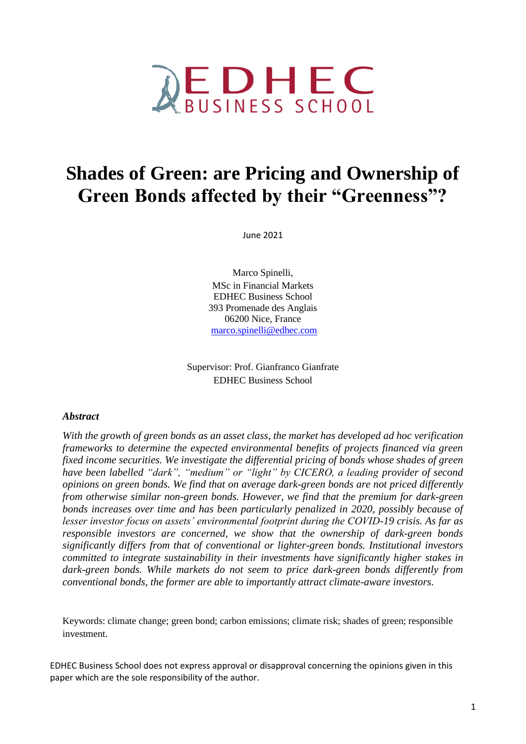EDHEC BUSINESS SCHOOL

# Shades of Green: are Pricing and Ownership of Green Bonds affected by their "Greenness"?

June 2021

Marco Spinelli,
MSc in Financial Markets
EDHEC Business School
393 Promenade des Anglais
06200 Nice, France
marco.spinelli@edhec.com

Supervisor: Prof. Gianfranco Gianfrate
EDHEC Business School

### *Abstract*

*With the growth of green bonds as an asset class, the market has developed ad hoc verification frameworks to determine the expected environmental benefits of projects financed via green fixed income securities. We investigate the differential pricing of bonds whose shades of green have been labelled "dark", "medium" or "light" by CICERO, a leading provider of second opinions on green bonds. We find that on average dark-green bonds are not priced differently from otherwise similar non-green bonds. However, we find that the premium for dark-green bonds increases over time and has been particularly penalized in 2020, possibly because of lesser investor focus on assets' environmental footprint during the COVID-19 crisis. As far as responsible investors are concerned, we show that the ownership of dark-green bonds significantly differs from that of conventional or lighter-green bonds. Institutional investors committed to integrate sustainability in their investments have significantly higher stakes in dark-green bonds. While markets do not seem to price dark-green bonds differently from conventional bonds, the former are able to importantly attract climate-aware investors.*

Keywords: climate change; green bond; carbon emissions; climate risk; shades of green; responsible investment.

EDHEC Business School does not express approval or disapproval concerning the opinions given in this paper which are the sole responsibility of the author.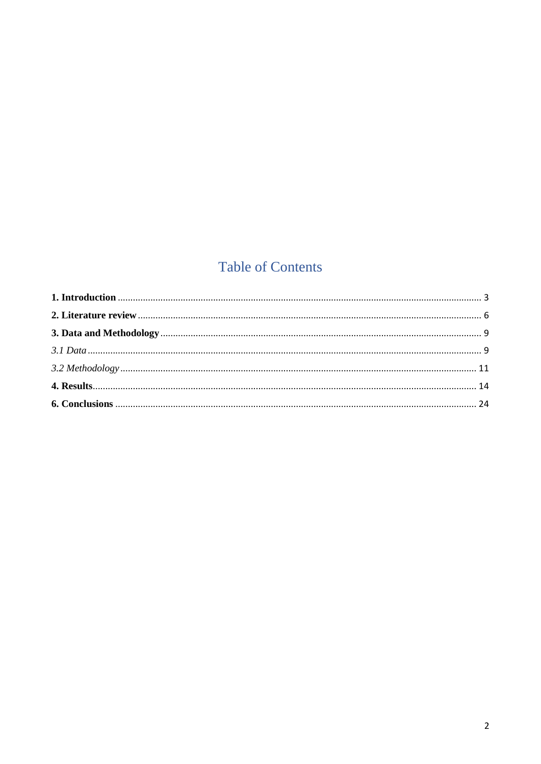# Table of Contents

**1. Introduction** ........................................................................................................................................ 3

**2. Literature review** .............................................................................................................................. 6

**3. Data and Methodology** ..................................................................................................................... 9

*3.1 Data* ..................................................................................................................................................... 9

*3.2 Methodology* ..................................................................................................................................... 11

**4. Results**................................................................................................................................................ 14

**6. Conclusions** ...................................................................................................................................... 24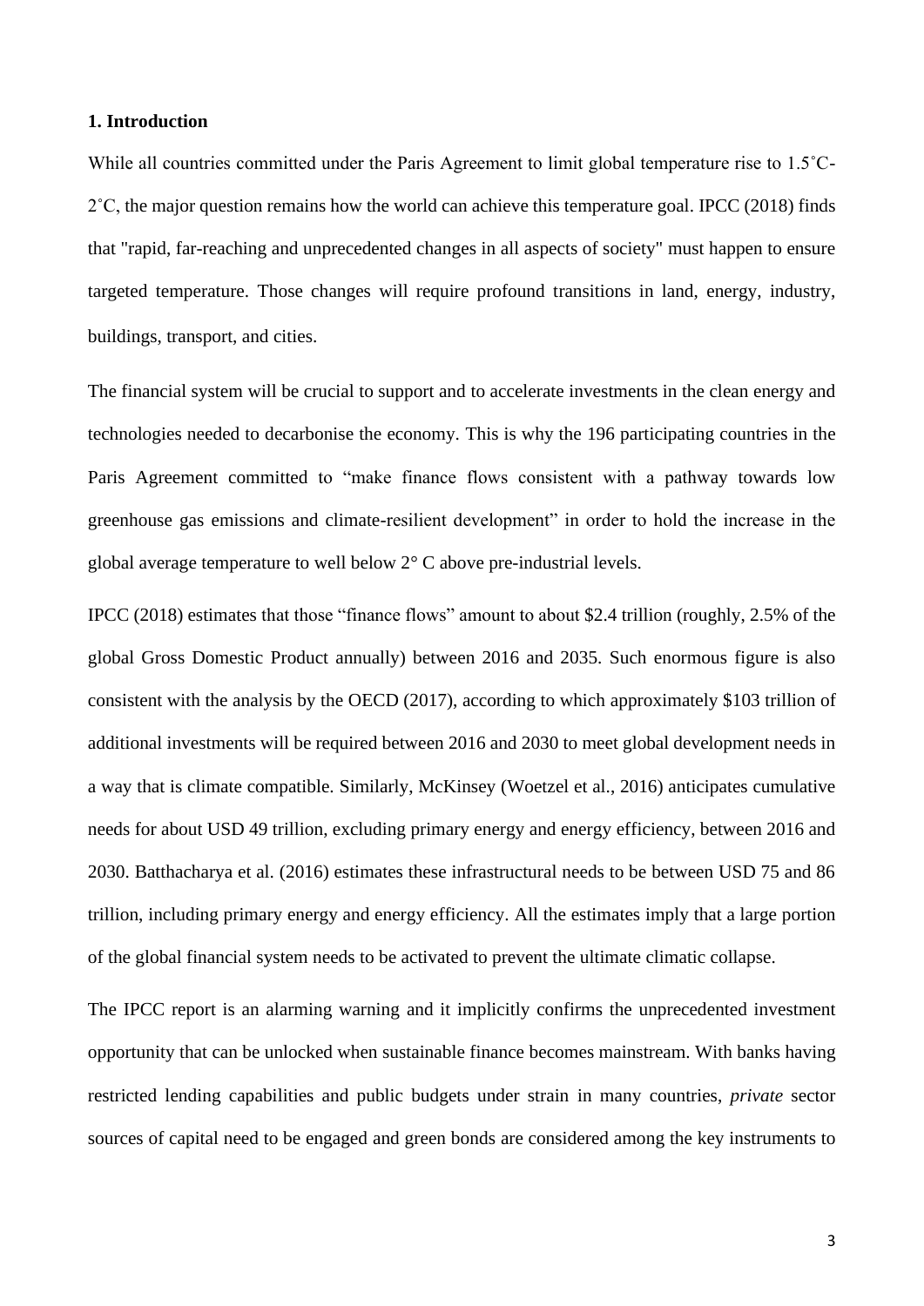## 1. Introduction

While all countries committed under the Paris Agreement to limit global temperature rise to 1.5˚C-2˚C, the major question remains how the world can achieve this temperature goal. IPCC (2018) finds that "rapid, far-reaching and unprecedented changes in all aspects of society" must happen to ensure targeted temperature. Those changes will require profound transitions in land, energy, industry, buildings, transport, and cities.

The financial system will be crucial to support and to accelerate investments in the clean energy and technologies needed to decarbonise the economy. This is why the 196 participating countries in the Paris Agreement committed to "make finance flows consistent with a pathway towards low greenhouse gas emissions and climate-resilient development" in order to hold the increase in the global average temperature to well below 2° C above pre-industrial levels.

IPCC (2018) estimates that those "finance flows" amount to about $2.4 trillion (roughly, 2.5% of the global Gross Domestic Product annually) between 2016 and 2035. Such enormous figure is also consistent with the analysis by the OECD (2017), according to which approximately $103 trillion of additional investments will be required between 2016 and 2030 to meet global development needs in a way that is climate compatible. Similarly, McKinsey (Woetzel et al., 2016) anticipates cumulative needs for about USD 49 trillion, excluding primary energy and energy efficiency, between 2016 and 2030. Batthacharya et al. (2016) estimates these infrastructural needs to be between USD 75 and 86 trillion, including primary energy and energy efficiency. All the estimates imply that a large portion of the global financial system needs to be activated to prevent the ultimate climatic collapse.

The IPCC report is an alarming warning and it implicitly confirms the unprecedented investment opportunity that can be unlocked when sustainable finance becomes mainstream. With banks having restricted lending capabilities and public budgets under strain in many countries, *private* sector sources of capital need to be engaged and green bonds are considered among the key instruments to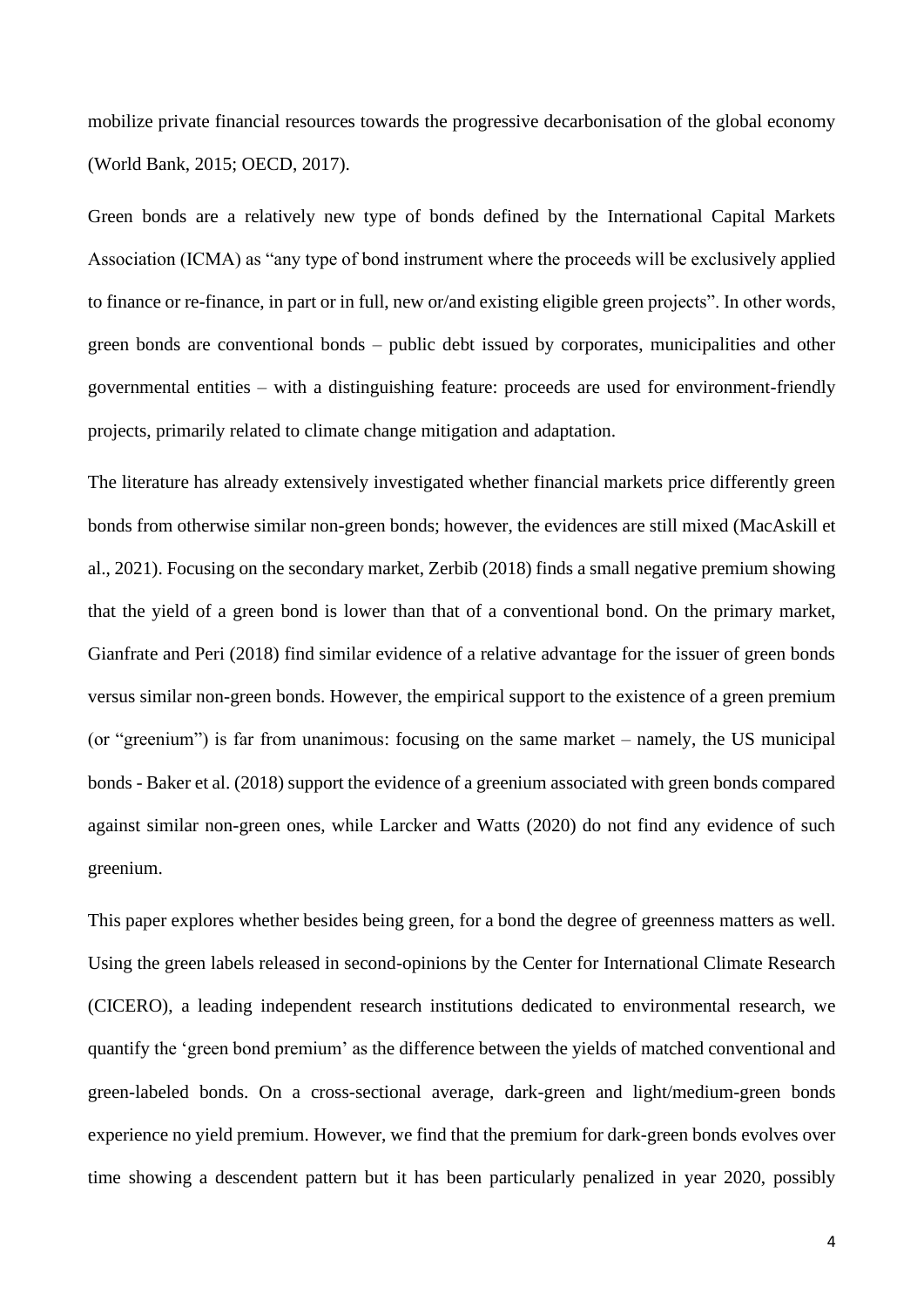mobilize private financial resources towards the progressive decarbonisation of the global economy (World Bank, 2015; OECD, 2017).

Green bonds are a relatively new type of bonds defined by the International Capital Markets Association (ICMA) as "any type of bond instrument where the proceeds will be exclusively applied to finance or re-finance, in part or in full, new or/and existing eligible green projects". In other words, green bonds are conventional bonds – public debt issued by corporates, municipalities and other governmental entities – with a distinguishing feature: proceeds are used for environment-friendly projects, primarily related to climate change mitigation and adaptation.

The literature has already extensively investigated whether financial markets price differently green bonds from otherwise similar non-green bonds; however, the evidences are still mixed (MacAskill et al., 2021). Focusing on the secondary market, Zerbib (2018) finds a small negative premium showing that the yield of a green bond is lower than that of a conventional bond. On the primary market, Gianfrate and Peri (2018) find similar evidence of a relative advantage for the issuer of green bonds versus similar non-green bonds. However, the empirical support to the existence of a green premium (or "greenium") is far from unanimous: focusing on the same market – namely, the US municipal bonds - Baker et al. (2018) support the evidence of a greenium associated with green bonds compared against similar non-green ones, while Larcker and Watts (2020) do not find any evidence of such greenium.

This paper explores whether besides being green, for a bond the degree of greenness matters as well. Using the green labels released in second-opinions by the Center for International Climate Research (CICERO), a leading independent research institutions dedicated to environmental research, we quantify the 'green bond premium' as the difference between the yields of matched conventional and green-labeled bonds. On a cross-sectional average, dark-green and light/medium-green bonds experience no yield premium. However, we find that the premium for dark-green bonds evolves over time showing a descendent pattern but it has been particularly penalized in year 2020, possibly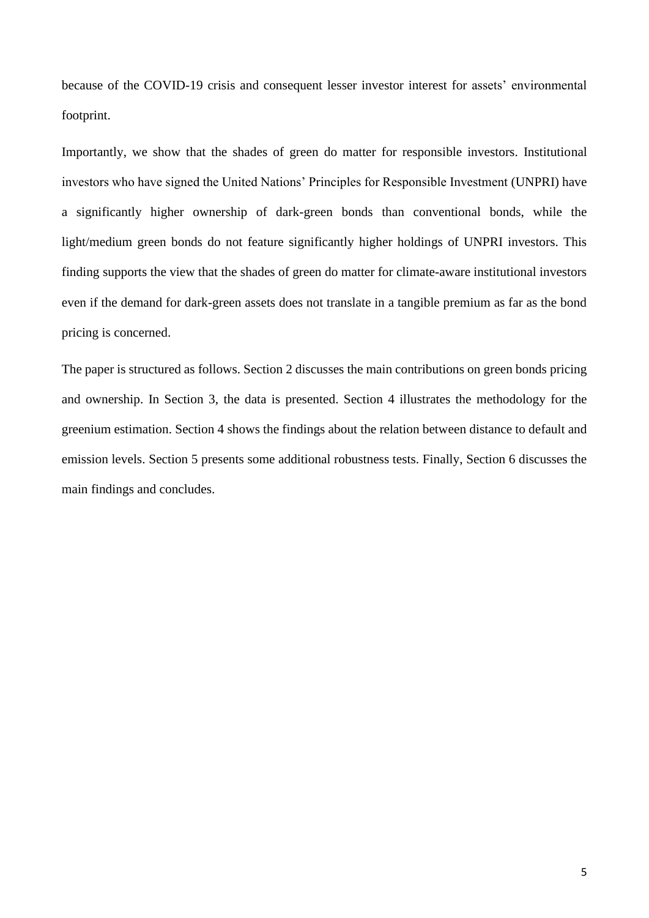because of the COVID-19 crisis and consequent lesser investor interest for assets' environmental footprint.

Importantly, we show that the shades of green do matter for responsible investors. Institutional investors who have signed the United Nations' Principles for Responsible Investment (UNPRI) have a significantly higher ownership of dark-green bonds than conventional bonds, while the light/medium green bonds do not feature significantly higher holdings of UNPRI investors. This finding supports the view that the shades of green do matter for climate-aware institutional investors even if the demand for dark-green assets does not translate in a tangible premium as far as the bond pricing is concerned.

The paper is structured as follows. Section 2 discusses the main contributions on green bonds pricing and ownership. In Section 3, the data is presented. Section 4 illustrates the methodology for the greenium estimation. Section 4 shows the findings about the relation between distance to default and emission levels. Section 5 presents some additional robustness tests. Finally, Section 6 discusses the main findings and concludes.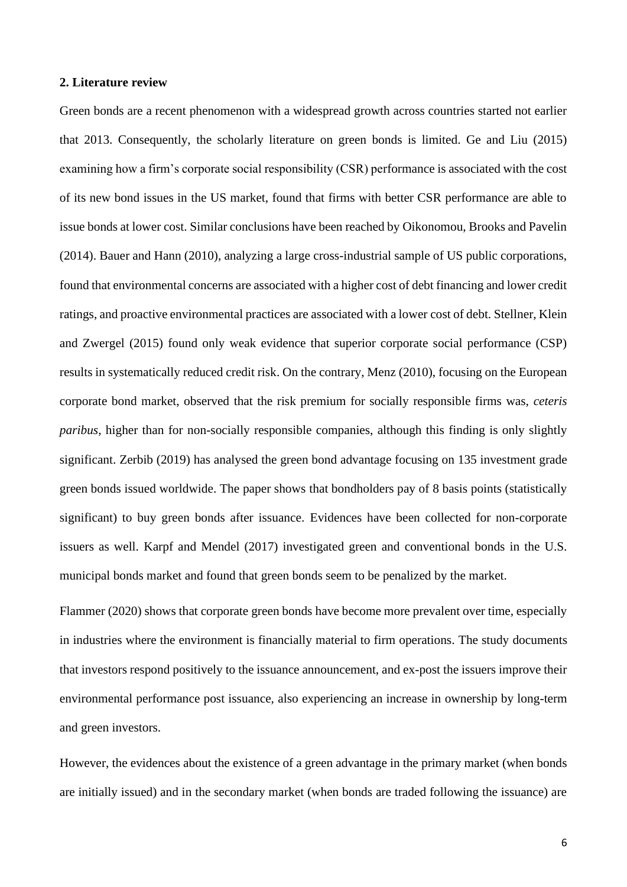**2. Literature review**

Green bonds are a recent phenomenon with a widespread growth across countries started not earlier that 2013. Consequently, the scholarly literature on green bonds is limited. Ge and Liu (2015) examining how a firm's corporate social responsibility (CSR) performance is associated with the cost of its new bond issues in the US market, found that firms with better CSR performance are able to issue bonds at lower cost. Similar conclusions have been reached by Oikonomou, Brooks and Pavelin (2014). Bauer and Hann (2010), analyzing a large cross-industrial sample of US public corporations, found that environmental concerns are associated with a higher cost of debt financing and lower credit ratings, and proactive environmental practices are associated with a lower cost of debt. Stellner, Klein and Zwergel (2015) found only weak evidence that superior corporate social performance (CSP) results in systematically reduced credit risk. On the contrary, Menz (2010), focusing on the European corporate bond market, observed that the risk premium for socially responsible firms was, *ceteris paribus*, higher than for non-socially responsible companies, although this finding is only slightly significant. Zerbib (2019) has analysed the green bond advantage focusing on 135 investment grade green bonds issued worldwide. The paper shows that bondholders pay of 8 basis points (statistically significant) to buy green bonds after issuance. Evidences have been collected for non-corporate issuers as well. Karpf and Mendel (2017) investigated green and conventional bonds in the U.S. municipal bonds market and found that green bonds seem to be penalized by the market.

Flammer (2020) shows that corporate green bonds have become more prevalent over time, especially in industries where the environment is financially material to firm operations. The study documents that investors respond positively to the issuance announcement, and ex-post the issuers improve their environmental performance post issuance, also experiencing an increase in ownership by long-term and green investors.

However, the evidences about the existence of a green advantage in the primary market (when bonds are initially issued) and in the secondary market (when bonds are traded following the issuance) are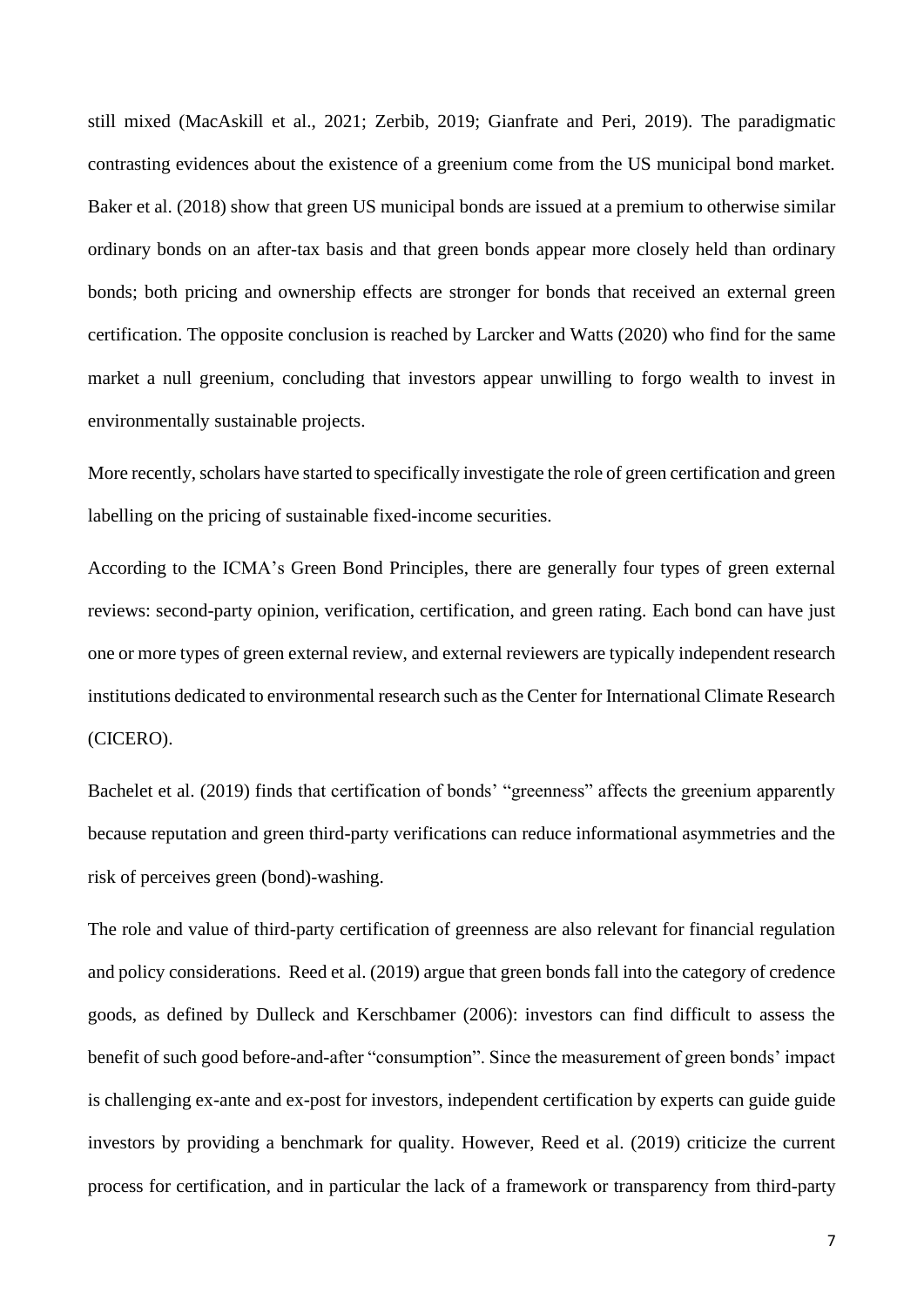still mixed (MacAskill et al., 2021; Zerbib, 2019; Gianfrate and Peri, 2019). The paradigmatic contrasting evidences about the existence of a greenium come from the US municipal bond market. Baker et al. (2018) show that green US municipal bonds are issued at a premium to otherwise similar ordinary bonds on an after-tax basis and that green bonds appear more closely held than ordinary bonds; both pricing and ownership effects are stronger for bonds that received an external green certification. The opposite conclusion is reached by Larcker and Watts (2020) who find for the same market a null greenium, concluding that investors appear unwilling to forgo wealth to invest in environmentally sustainable projects.

More recently, scholars have started to specifically investigate the role of green certification and green labelling on the pricing of sustainable fixed-income securities.

According to the ICMA's Green Bond Principles, there are generally four types of green external reviews: second-party opinion, verification, certification, and green rating. Each bond can have just one or more types of green external review, and external reviewers are typically independent research institutions dedicated to environmental research such as the Center for International Climate Research (CICERO).

Bachelet et al. (2019) finds that certification of bonds' "greenness" affects the greenium apparently because reputation and green third-party verifications can reduce informational asymmetries and the risk of perceives green (bond)-washing.

The role and value of third-party certification of greenness are also relevant for financial regulation and policy considerations. Reed et al. (2019) argue that green bonds fall into the category of credence goods, as defined by Dulleck and Kerschbamer (2006): investors can find difficult to assess the benefit of such good before-and-after "consumption". Since the measurement of green bonds' impact is challenging ex-ante and ex-post for investors, independent certification by experts can guide guide investors by providing a benchmark for quality. However, Reed et al. (2019) criticize the current process for certification, and in particular the lack of a framework or transparency from third-party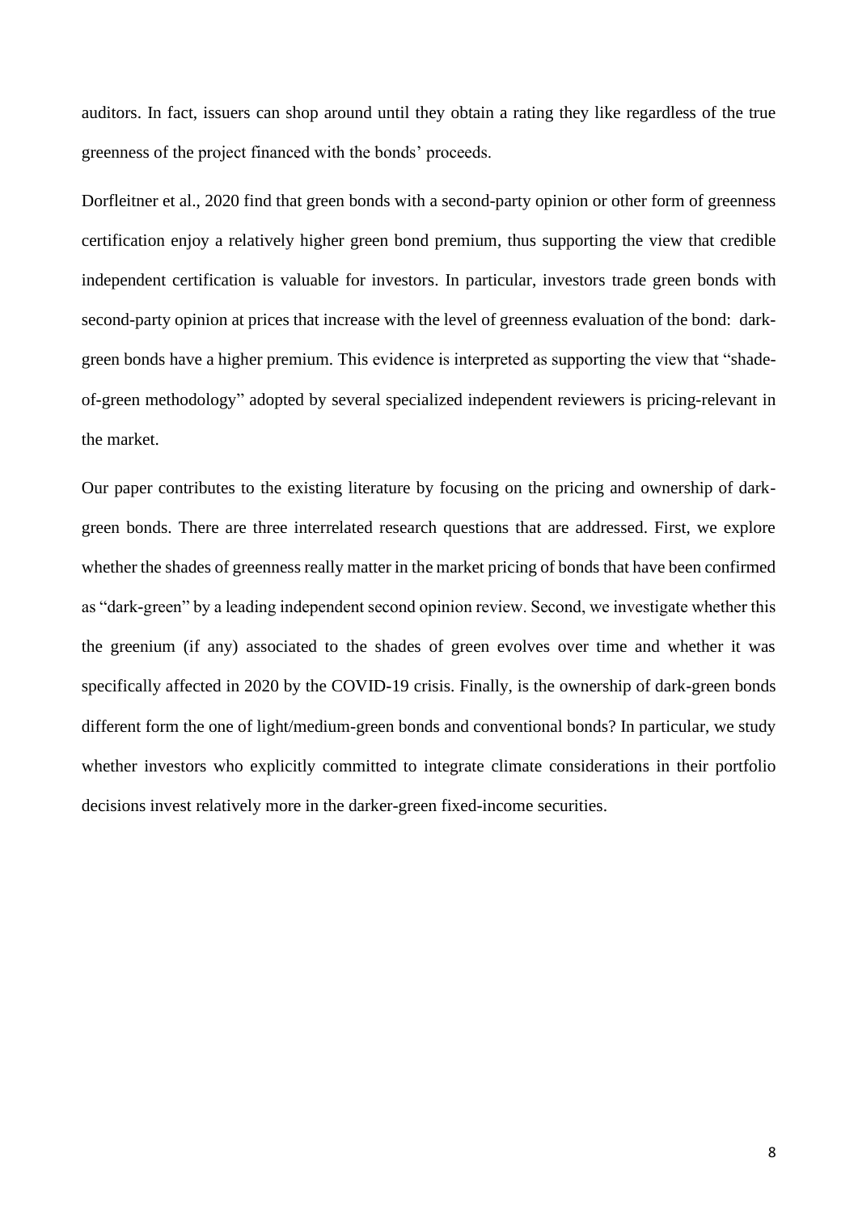auditors. In fact, issuers can shop around until they obtain a rating they like regardless of the true greenness of the project financed with the bonds' proceeds.

Dorfleitner et al., 2020 find that green bonds with a second-party opinion or other form of greenness certification enjoy a relatively higher green bond premium, thus supporting the view that credible independent certification is valuable for investors. In particular, investors trade green bonds with second-party opinion at prices that increase with the level of greenness evaluation of the bond: dark-green bonds have a higher premium. This evidence is interpreted as supporting the view that "shade-of-green methodology" adopted by several specialized independent reviewers is pricing-relevant in the market.

Our paper contributes to the existing literature by focusing on the pricing and ownership of dark-green bonds. There are three interrelated research questions that are addressed. First, we explore whether the shades of greenness really matter in the market pricing of bonds that have been confirmed as "dark-green" by a leading independent second opinion review. Second, we investigate whether this the greenium (if any) associated to the shades of green evolves over time and whether it was specifically affected in 2020 by the COVID-19 crisis. Finally, is the ownership of dark-green bonds different form the one of light/medium-green bonds and conventional bonds? In particular, we study whether investors who explicitly committed to integrate climate considerations in their portfolio decisions invest relatively more in the darker-green fixed-income securities.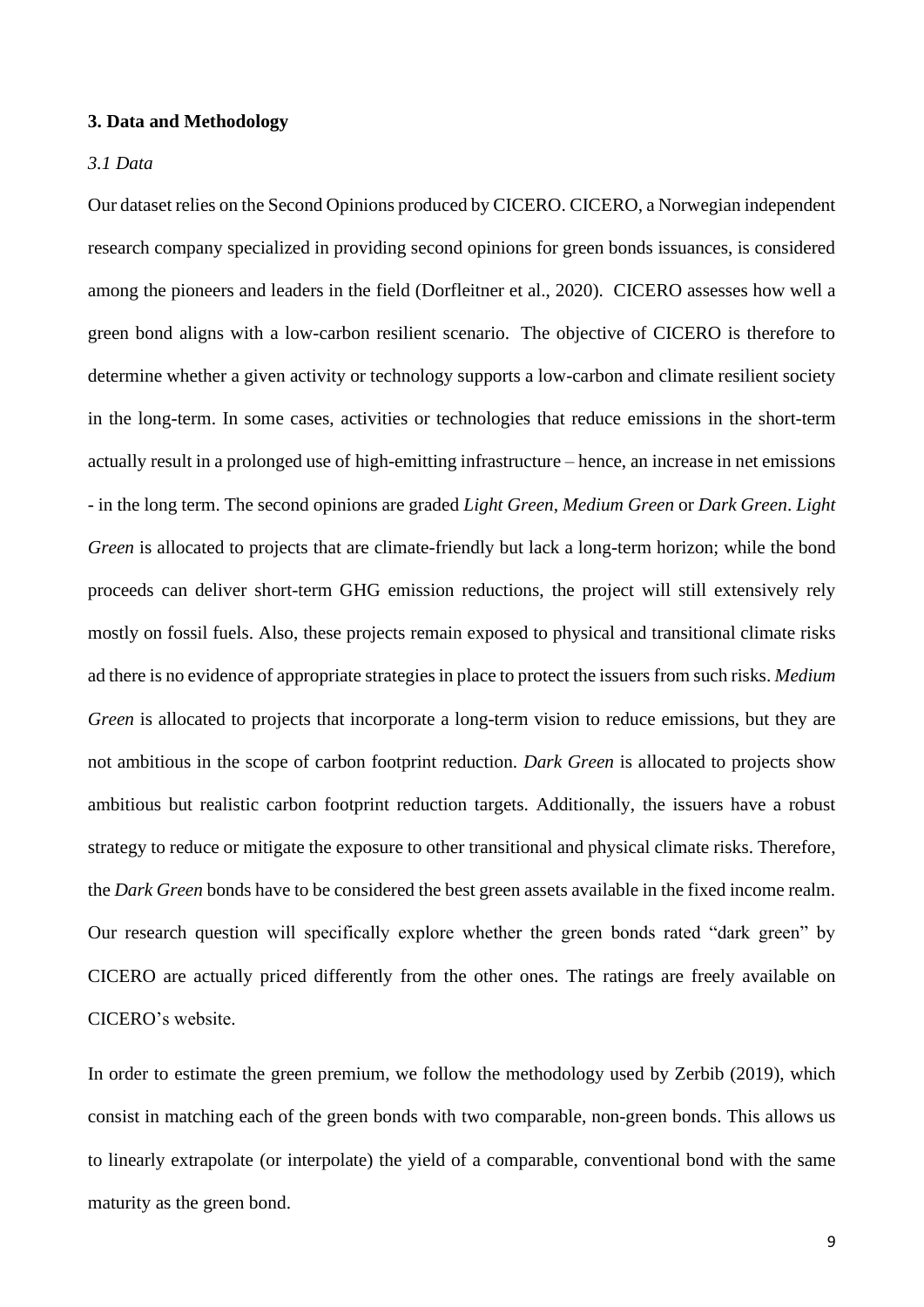## 3. Data and Methodology

### *3.1 Data*

Our dataset relies on the Second Opinions produced by CICERO. CICERO, a Norwegian independent research company specialized in providing second opinions for green bonds issuances, is considered among the pioneers and leaders in the field (Dorfleitner et al., 2020). CICERO assesses how well a green bond aligns with a low-carbon resilient scenario. The objective of CICERO is therefore to determine whether a given activity or technology supports a low-carbon and climate resilient society in the long-term. In some cases, activities or technologies that reduce emissions in the short-term actually result in a prolonged use of high-emitting infrastructure – hence, an increase in net emissions - in the long term. The second opinions are graded *Light Green*, *Medium Green* or *Dark Green*. *Light Green* is allocated to projects that are climate-friendly but lack a long-term horizon; while the bond proceeds can deliver short-term GHG emission reductions, the project will still extensively rely mostly on fossil fuels. Also, these projects remain exposed to physical and transitional climate risks ad there is no evidence of appropriate strategies in place to protect the issuers from such risks. *Medium Green* is allocated to projects that incorporate a long-term vision to reduce emissions, but they are not ambitious in the scope of carbon footprint reduction. *Dark Green* is allocated to projects show ambitious but realistic carbon footprint reduction targets. Additionally, the issuers have a robust strategy to reduce or mitigate the exposure to other transitional and physical climate risks. Therefore, the *Dark Green* bonds have to be considered the best green assets available in the fixed income realm. Our research question will specifically explore whether the green bonds rated "dark green" by CICERO are actually priced differently from the other ones. The ratings are freely available on CICERO's website.

In order to estimate the green premium, we follow the methodology used by Zerbib (2019), which consist in matching each of the green bonds with two comparable, non-green bonds. This allows us to linearly extrapolate (or interpolate) the yield of a comparable, conventional bond with the same maturity as the green bond.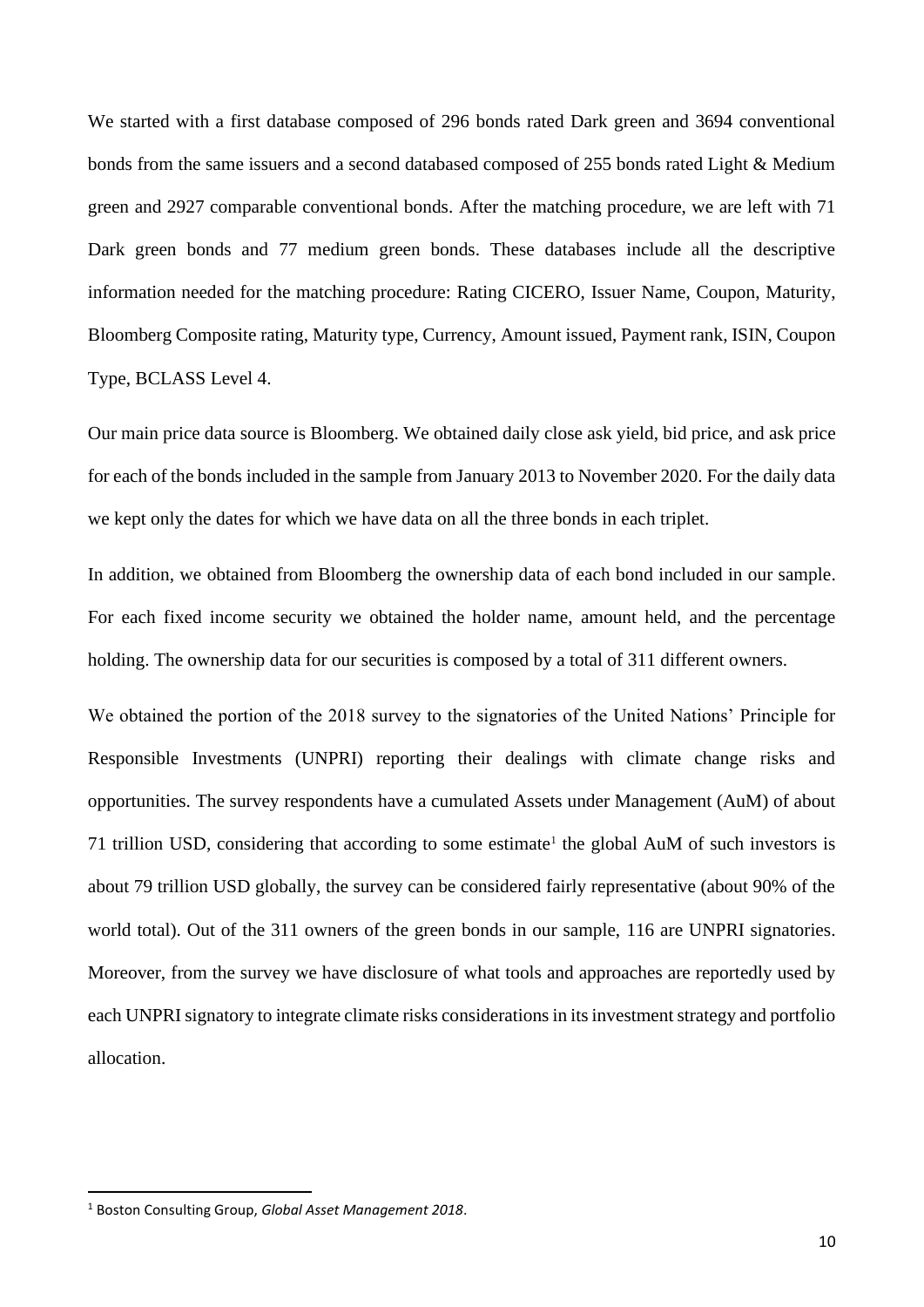We started with a first database composed of 296 bonds rated Dark green and 3694 conventional bonds from the same issuers and a second databased composed of 255 bonds rated Light & Medium green and 2927 comparable conventional bonds. After the matching procedure, we are left with 71 Dark green bonds and 77 medium green bonds. These databases include all the descriptive information needed for the matching procedure: Rating CICERO, Issuer Name, Coupon, Maturity, Bloomberg Composite rating, Maturity type, Currency, Amount issued, Payment rank, ISIN, Coupon Type, BCLASS Level 4.

Our main price data source is Bloomberg. We obtained daily close ask yield, bid price, and ask price for each of the bonds included in the sample from January 2013 to November 2020. For the daily data we kept only the dates for which we have data on all the three bonds in each triplet.

In addition, we obtained from Bloomberg the ownership data of each bond included in our sample. For each fixed income security we obtained the holder name, amount held, and the percentage holding. The ownership data for our securities is composed by a total of 311 different owners.

We obtained the portion of the 2018 survey to the signatories of the United Nations' Principle for Responsible Investments (UNPRI) reporting their dealings with climate change risks and opportunities. The survey respondents have a cumulated Assets under Management (AuM) of about 71 trillion USD, considering that according to some estimate[1] the global AuM of such investors is about 79 trillion USD globally, the survey can be considered fairly representative (about 90% of the world total). Out of the 311 owners of the green bonds in our sample, 116 are UNPRI signatories. Moreover, from the survey we have disclosure of what tools and approaches are reportedly used by each UNPRI signatory to integrate climate risks considerations in its investment strategy and portfolio allocation.

---

[1] Boston Consulting Group, *Global Asset Management 2018*.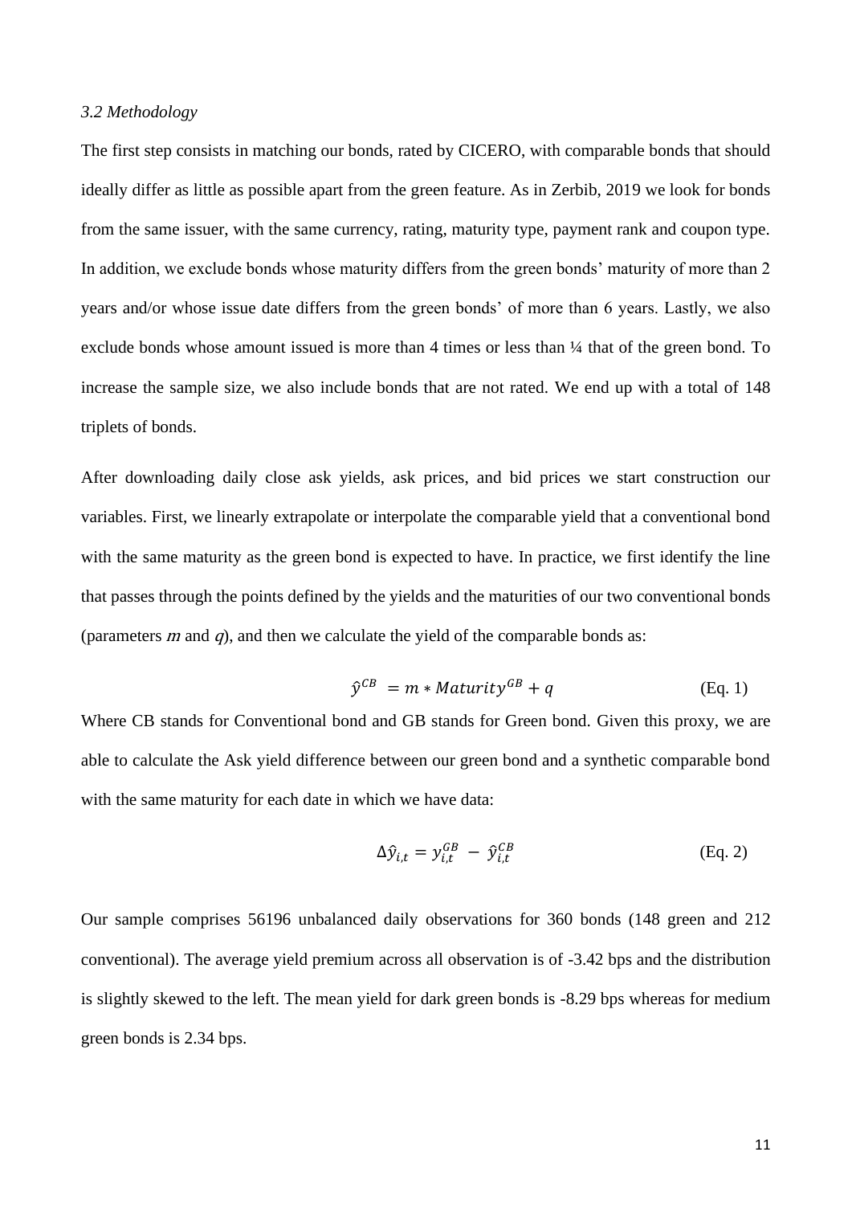### *3.2 Methodology*

The first step consists in matching our bonds, rated by CICERO, with comparable bonds that should ideally differ as little as possible apart from the green feature. As in Zerbib, 2019 we look for bonds from the same issuer, with the same currency, rating, maturity type, payment rank and coupon type. In addition, we exclude bonds whose maturity differs from the green bonds' maturity of more than 2 years and/or whose issue date differs from the green bonds' of more than 6 years. Lastly, we also exclude bonds whose amount issued is more than 4 times or less than ¼ that of the green bond. To increase the sample size, we also include bonds that are not rated. We end up with a total of 148 triplets of bonds.

After downloading daily close ask yields, ask prices, and bid prices we start construction our variables. First, we linearly extrapolate or interpolate the comparable yield that a conventional bond with the same maturity as the green bond is expected to have. In practice, we first identify the line that passes through the points defined by the yields and the maturities of our two conventional bonds (parameters $m$ and $q$), and then we calculate the yield of the comparable bonds as:

$$\hat{y}^{CB} = m * Maturity^{GB} + q \qquad \text{(Eq. 1)}$$

Where CB stands for Conventional bond and GB stands for Green bond. Given this proxy, we are able to calculate the Ask yield difference between our green bond and a synthetic comparable bond with the same maturity for each date in which we have data:

$$\Delta\hat{y}_{i,t} = y_{i,t}^{GB} - \hat{y}_{i,t}^{CB} \qquad \text{(Eq. 2)}$$

Our sample comprises 56196 unbalanced daily observations for 360 bonds (148 green and 212 conventional). The average yield premium across all observation is of -3.42 bps and the distribution is slightly skewed to the left. The mean yield for dark green bonds is -8.29 bps whereas for medium green bonds is 2.34 bps.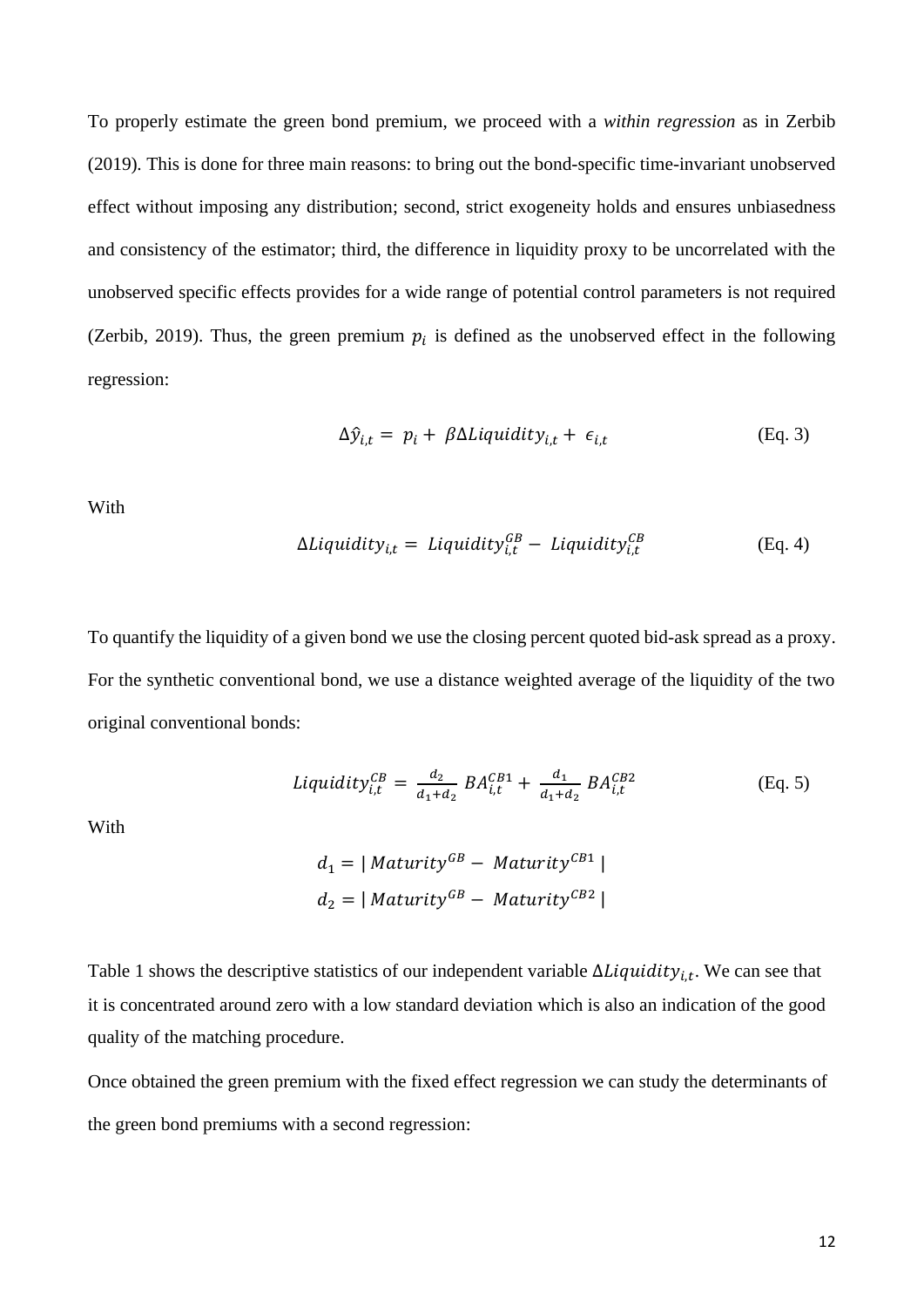To properly estimate the green bond premium, we proceed with a *within regression* as in Zerbib (2019). This is done for three main reasons: to bring out the bond-specific time-invariant unobserved effect without imposing any distribution; second, strict exogeneity holds and ensures unbiasedness and consistency of the estimator; third, the difference in liquidity proxy to be uncorrelated with the unobserved specific effects provides for a wide range of potential control parameters is not required (Zerbib, 2019). Thus, the green premium $p_i$ is defined as the unobserved effect in the following regression:

$$\Delta \hat{y}_{i,t} = p_i + \beta \Delta Liquidity_{i,t} + \epsilon_{i,t} \quad \text{(Eq. 3)}$$

With

$$\Delta Liquidity_{i,t} = Liquidity_{i,t}^{GB} - Liquidity_{i,t}^{CB} \quad \text{(Eq. 4)}$$

To quantify the liquidity of a given bond we use the closing percent quoted bid-ask spread as a proxy. For the synthetic conventional bond, we use a distance weighted average of the liquidity of the two original conventional bonds:

$$Liquidity_{i,t}^{CB} = \frac{d_2}{d_1+d_2} BA_{i,t}^{CB1} + \frac{d_1}{d_1+d_2} BA_{i,t}^{CB2} \quad \text{(Eq. 5)}$$

With

$$d_1 = |\, Maturity^{GB} - Maturity^{CB1} \,|$$
$$d_2 = |\, Maturity^{GB} - Maturity^{CB2} \,|$$

Table 1 shows the descriptive statistics of our independent variable $\Delta Liquidity_{i,t}$. We can see that it is concentrated around zero with a low standard deviation which is also an indication of the good quality of the matching procedure.

Once obtained the green premium with the fixed effect regression we can study the determinants of the green bond premiums with a second regression: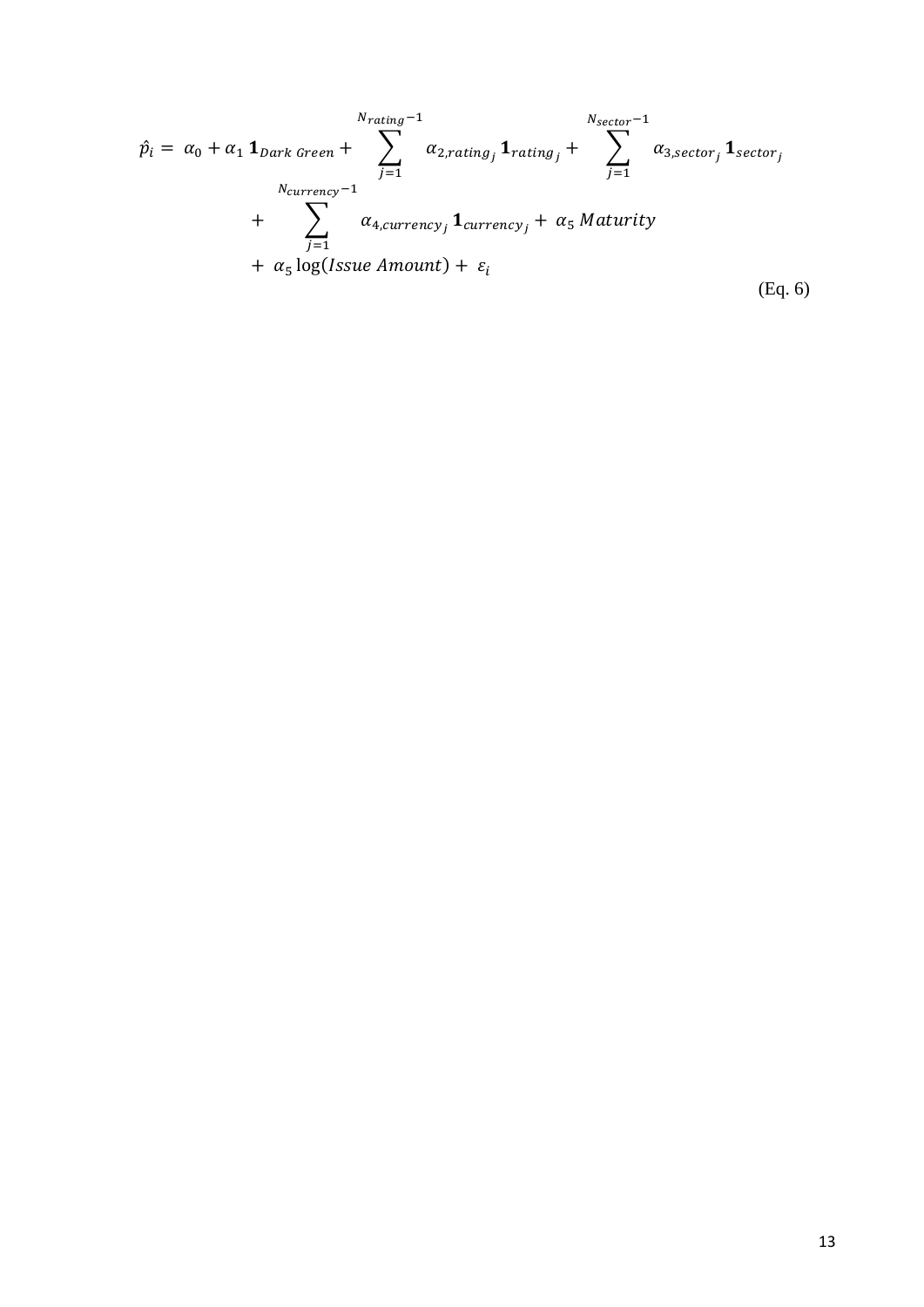$$
\begin{aligned}
\hat{p}_i = \ & \alpha_0 + \alpha_1 \, \mathbf{1}_{Dark\ Green} + \sum_{j=1}^{N_{rating}-1} \alpha_{2,rating_j} \, \mathbf{1}_{rating_j} + \sum_{j=1}^{N_{sector}-1} \alpha_{3,sector_j} \, \mathbf{1}_{sector_j} \\
& + \sum_{j=1}^{N_{currency}-1} \alpha_{4,currency_j} \, \mathbf{1}_{currency_j} + \alpha_5 \, Maturity \\
& + \alpha_5 \log(Issue\ Amount) + \varepsilon_i
\end{aligned}
\tag{Eq. 6}
$$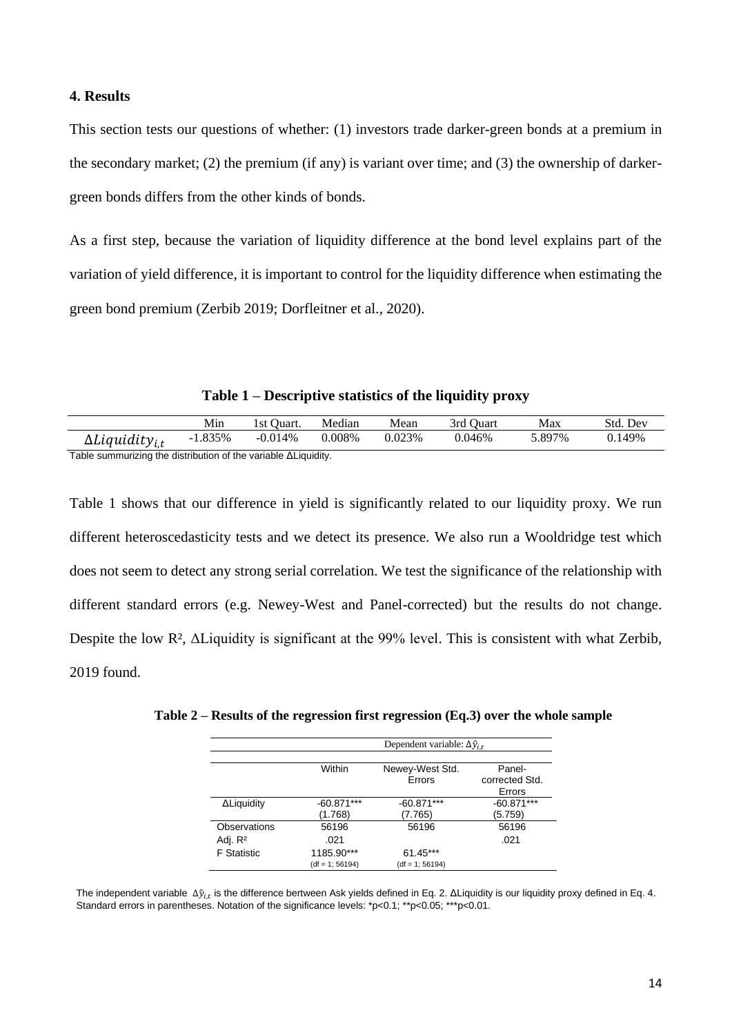## 4. Results

This section tests our questions of whether: (1) investors trade darker-green bonds at a premium in the secondary market; (2) the premium (if any) is variant over time; and (3) the ownership of darker-green bonds differs from the other kinds of bonds.

As a first step, because the variation of liquidity difference at the bond level explains part of the variation of yield difference, it is important to control for the liquidity difference when estimating the green bond premium (Zerbib 2019; Dorfleitner et al., 2020).

**Table 1 – Descriptive statistics of the liquidity proxy**

| | Min | 1st Quart. | Median | Mean | 3rd Quart | Max | Std. Dev |
|---|---|---|---|---|---|---|---|
| $\Delta Liquidity_{i,t}$ | -1.835% | -0.014% | 0.008% | 0.023% | 0.046% | 5.897% | 0.149% |

Table summurizing the distribution of the variable ΔLiquidity.

Table 1 shows that our difference in yield is significantly related to our liquidity proxy. We run different heteroscedasticity tests and we detect its presence. We also run a Wooldridge test which does not seem to detect any strong serial correlation. We test the significance of the relationship with different standard errors (e.g. Newey-West and Panel-corrected) but the results do not change. Despite the low $R^2$, ΔLiquidity is significant at the 99% level. This is consistent with what Zerbib, 2019 found.

**Table 2 – Results of the regression first regression (Eq.3) over the whole sample**

| | Dependent variable: $\Delta\hat{y}_{i,t}$ | | |
|---|---|---|---|
| | Within | Newey-West Std. Errors | Panel-corrected Std. Errors |
| ΔLiquidity | -60.871*** (1.768) | -60.871*** (7.765) | -60.871*** (5.759) |
| Observations | 56196 | 56196 | 56196 |
| Adj. $R^2$ | .021 | | .021 |
| F Statistic | 1185.90*** (df = 1; 56194) | 61.45*** (df = 1; 56194) | |

The independent variable $\Delta\hat{y}_{i,t}$ is the difference bertween Ask yields defined in Eq. 2. ΔLiquidity is our liquidity proxy defined in Eq. 4. Standard errors in parentheses. Notation of the significance levels: *p<0.1; **p<0.05; ***p<0.01.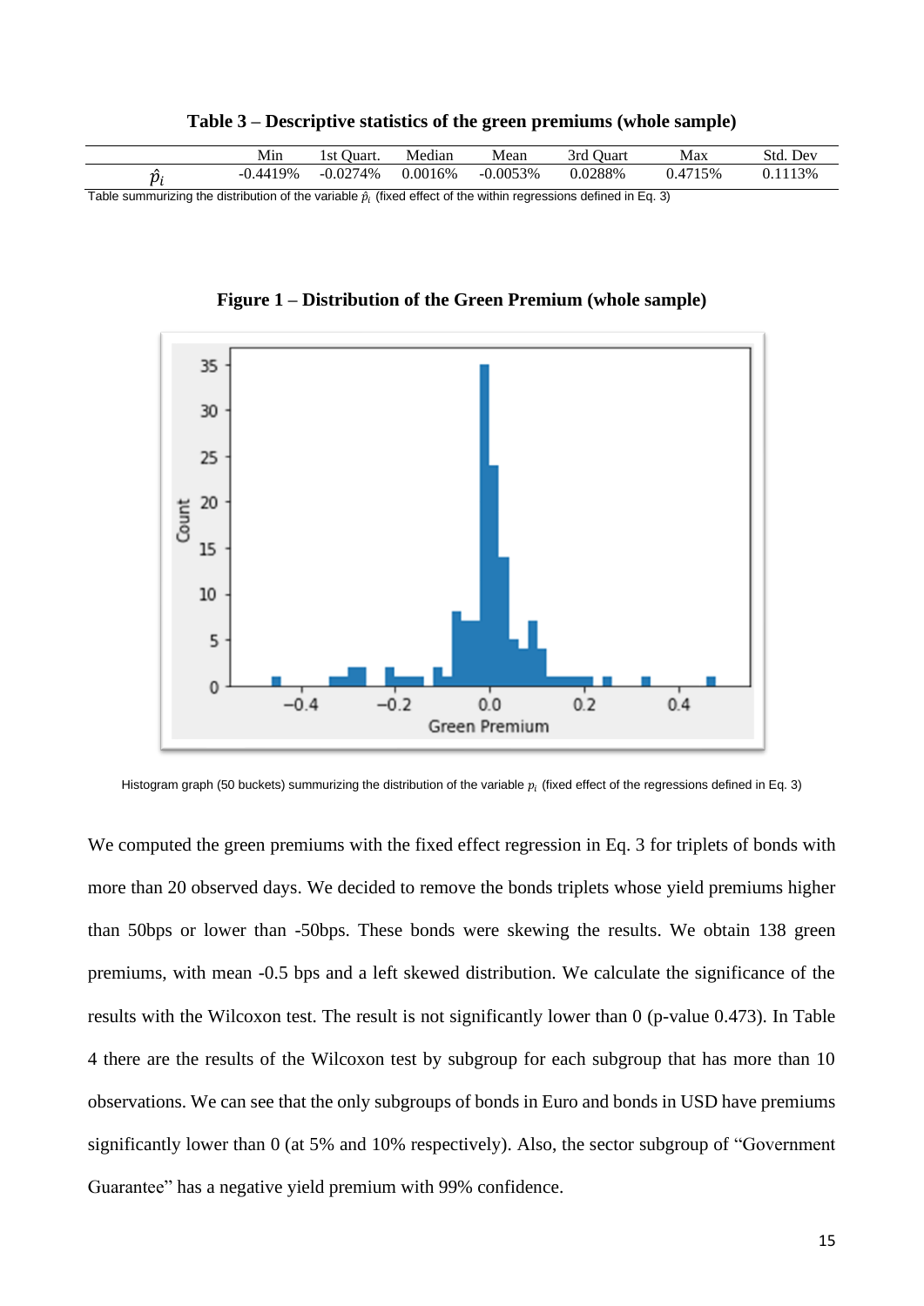**Table 3 – Descriptive statistics of the green premiums (whole sample)**

| | Min | 1st Quart. | Median | Mean | 3rd Quart | Max | Std. Dev |
|---|---|---|---|---|---|---|---|
| $\hat{p}_i$ | -0.4419% | -0.0274% | 0.0016% | -0.0053% | 0.0288% | 0.4715% | 0.1113% |

Table summurizing the distribution of the variable $\hat{p}_i$ (fixed effect of the within regressions defined in Eq. 3)

**Figure 1 – Distribution of the Green Premium (whole sample)**

Histogram graph (50 buckets) summurizing the distribution of the variable $p_i$ (fixed effect of the regressions defined in Eq. 3)

We computed the green premiums with the fixed effect regression in Eq. 3 for triplets of bonds with more than 20 observed days. We decided to remove the bonds triplets whose yield premiums higher than 50bps or lower than -50bps. These bonds were skewing the results. We obtain 138 green premiums, with mean -0.5 bps and a left skewed distribution. We calculate the significance of the results with the Wilcoxon test. The result is not significantly lower than 0 (p-value 0.473). In Table 4 there are the results of the Wilcoxon test by subgroup for each subgroup that has more than 10 observations. We can see that the only subgroups of bonds in Euro and bonds in USD have premiums significantly lower than 0 (at 5% and 10% respectively). Also, the sector subgroup of "Government Guarantee" has a negative yield premium with 99% confidence.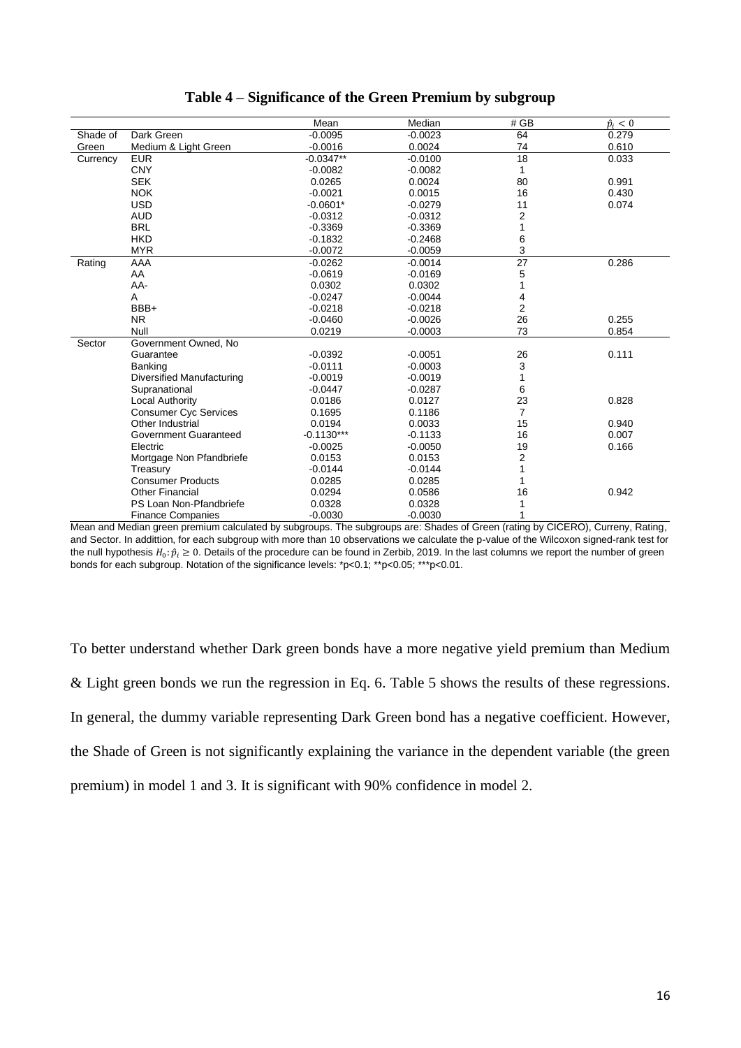**Table 4 – Significance of the Green Premium by subgroup**

| | | Mean | Median | # GB | $\hat{p}_i < 0$ |
|---|---|---|---|---|---|
| Shade of Green | Dark Green | -0.0095 | -0.0023 | 64 | 0.279 |
| | Medium & Light Green | -0.0016 | 0.0024 | 74 | 0.610 |
| Currency | EUR | -0.0347** | -0.0100 | 18 | 0.033 |
| | CNY | -0.0082 | -0.0082 | 1 | |
| | SEK | 0.0265 | 0.0024 | 80 | 0.991 |
| | NOK | -0.0021 | 0.0015 | 16 | 0.430 |
| | USD | -0.0601* | -0.0279 | 11 | 0.074 |
| | AUD | -0.0312 | -0.0312 | 2 | |
| | BRL | -0.3369 | -0.3369 | 1 | |
| | HKD | -0.1832 | -0.2468 | 6 | |
| | MYR | -0.0072 | -0.0059 | 3 | |
| Rating | AAA | -0.0262 | -0.0014 | 27 | 0.286 |
| | AA | -0.0619 | -0.0169 | 5 | |
| | AA- | 0.0302 | 0.0302 | 1 | |
| | A | -0.0247 | -0.0044 | 4 | |
| | BBB+ | -0.0218 | -0.0218 | 2 | |
| | NR | -0.0460 | -0.0026 | 26 | 0.255 |
| | Null | 0.0219 | -0.0003 | 73 | 0.854 |
| Sector | Government Owned, No Guarantee | -0.0392 | -0.0051 | 26 | 0.111 |
| | Banking | -0.0111 | -0.0003 | 3 | |
| | Diversified Manufacturing | -0.0019 | -0.0019 | 1 | |
| | Supranational | -0.0447 | -0.0287 | 6 | |
| | Local Authority | 0.0186 | 0.0127 | 23 | 0.828 |
| | Consumer Cyc Services | 0.1695 | 0.1186 | 7 | |
| | Other Industrial | 0.0194 | 0.0033 | 15 | 0.940 |
| | Government Guaranteed | -0.1130*** | -0.1133 | 16 | 0.007 |
| | Electric | -0.0025 | -0.0050 | 19 | 0.166 |
| | Mortgage Non Pfandbriefe | 0.0153 | 0.0153 | 2 | |
| | Treasury | -0.0144 | -0.0144 | 1 | |
| | Consumer Products | 0.0285 | 0.0285 | 1 | |
| | Other Financial | 0.0294 | 0.0586 | 16 | 0.942 |
| | PS Loan Non-Pfandbriefe | 0.0328 | 0.0328 | 1 | |
| | Finance Companies | -0.0030 | -0.0030 | 1 | |

Mean and Median green premium calculated by subgroups. The subgroups are: Shades of Green (rating by CICERO), Curreny, Rating, and Sector. In addittion, for each subgroup with more than 10 observations we calculate the p-value of the Wilcoxon signed-rank test for the null hypothesis $H_0: \hat{p}_i \geq 0$. Details of the procedure can be found in Zerbib, 2019. In the last columns we report the number of green bonds for each subgroup. Notation of the significance levels: *p<0.1; **p<0.05; ***p<0.01.

To better understand whether Dark green bonds have a more negative yield premium than Medium & Light green bonds we run the regression in Eq. 6. Table 5 shows the results of these regressions. In general, the dummy variable representing Dark Green bond has a negative coefficient. However, the Shade of Green is not significantly explaining the variance in the dependent variable (the green premium) in model 1 and 3. It is significant with 90% confidence in model 2.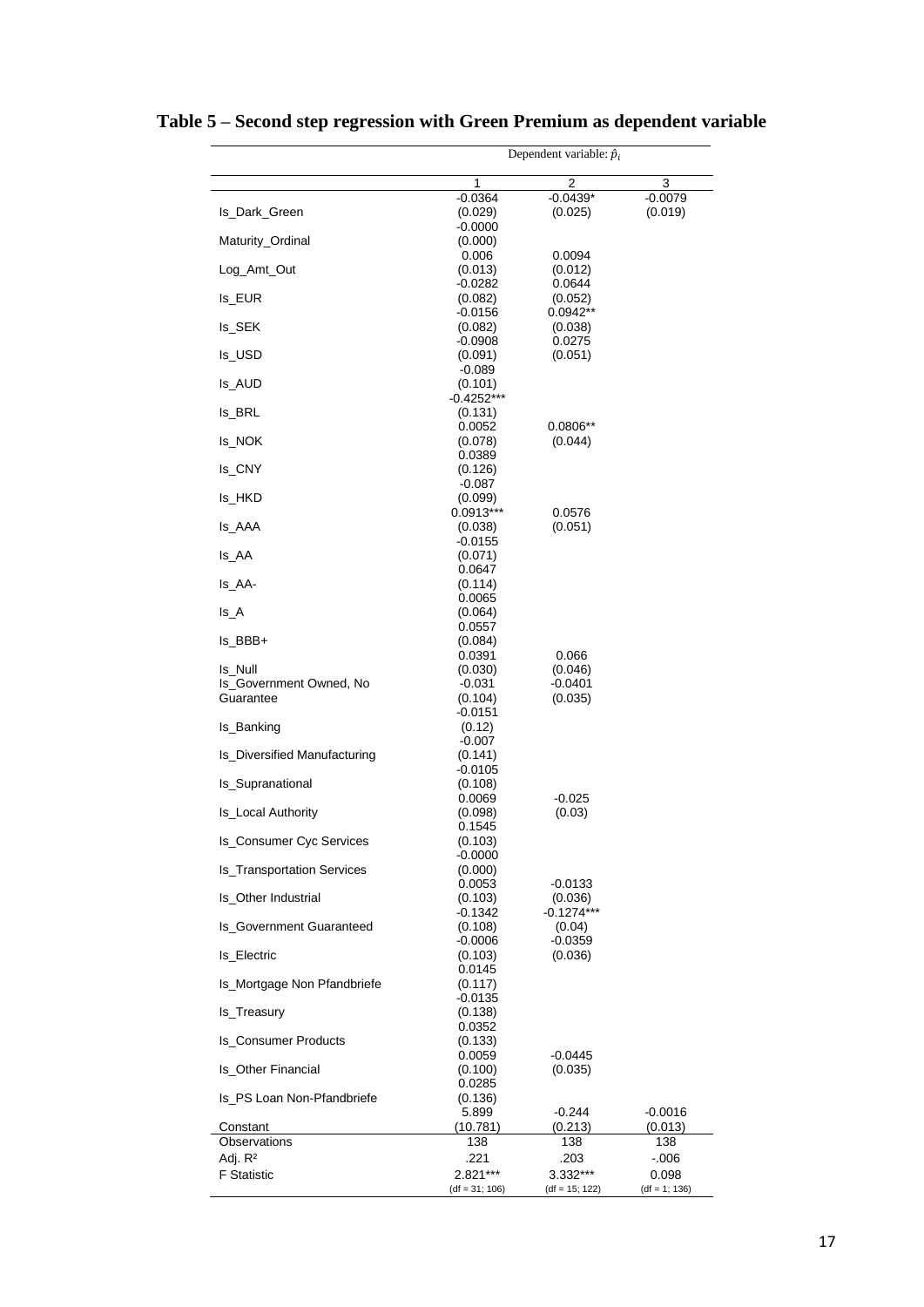# Table 5 – Second step regression with Green Premium as dependent variable

| | Dependent variable: $\hat{p}_i$ | | |
|---|---|---|---|
| | 1 | 2 | 3 |
| Is_Dark_Green | -0.0364<br>(0.029) | -0.0439*<br>(0.025) | -0.0079<br>(0.019) |
| Maturity_Ordinal | -0.0000<br>(0.000) | | |
| Log_Amt_Out | 0.006<br>(0.013) | 0.0094<br>(0.012) | |
| Is_EUR | -0.0282<br>(0.082) | 0.0644<br>(0.052) | |
| Is_SEK | -0.0156<br>(0.082) | 0.0942**<br>(0.038) | |
| Is_USD | -0.0908<br>(0.091) | 0.0275<br>(0.051) | |
| Is_AUD | -0.089<br>(0.101) | | |
| Is_BRL | -0.4252***<br>(0.131) | | |
| Is_NOK | 0.0052<br>(0.078) | 0.0806**<br>(0.044) | |
| Is_CNY | 0.0389<br>(0.126) | | |
| Is_HKD | -0.087<br>(0.099) | | |
| Is_AAA | 0.0913***<br>(0.038) | 0.0576<br>(0.051) | |
| Is_AA | -0.0155<br>(0.071) | | |
| Is_AA- | 0.0647<br>(0.114) | | |
| Is_A | 0.0065<br>(0.064) | | |
| Is_BBB+ | 0.0557<br>(0.084) | | |
| Is_Null | 0.0391<br>(0.030) | 0.066<br>(0.046) | |
| Is_Government Owned, No Guarantee | -0.031<br>(0.104) | -0.0401<br>(0.035) | |
| Is_Banking | -0.0151<br>(0.12) | | |
| Is_Diversified Manufacturing | -0.007<br>(0.141) | | |
| Is_Supranational | -0.0105<br>(0.108) | | |
| Is_Local Authority | 0.0069<br>(0.098) | -0.025<br>(0.03) | |
| Is_Consumer Cyc Services | 0.1545<br>(0.103) | | |
| Is_Transportation Services | -0.0000<br>(0.000) | | |
| Is_Other Industrial | 0.0053<br>(0.103) | -0.0133<br>(0.036) | |
| Is_Government Guaranteed | -0.1342<br>(0.108) | -0.1274***<br>(0.04) | |
| Is_Electric | -0.0006<br>(0.103) | -0.0359<br>(0.036) | |
| Is_Mortgage Non Pfandbriefe | 0.0145<br>(0.117) | | |
| Is_Treasury | -0.0135<br>(0.138) | | |
| Is_Consumer Products | 0.0352<br>(0.133) | | |
| Is_Other Financial | 0.0059<br>(0.100) | -0.0445<br>(0.035) | |
| Is_PS Loan Non-Pfandbriefe | 0.0285<br>(0.136) | | |
| Constant | 5.899<br>(10.781) | -0.244<br>(0.213) | -0.0016<br>(0.013) |
| Observations | 138 | 138 | 138 |
| Adj. $R^2$ | .221 | .203 | -.006 |
| F Statistic | 2.821***<br>(df = 31; 106) | 3.332***<br>(df = 15; 122) | 0.098<br>(df = 1; 136) |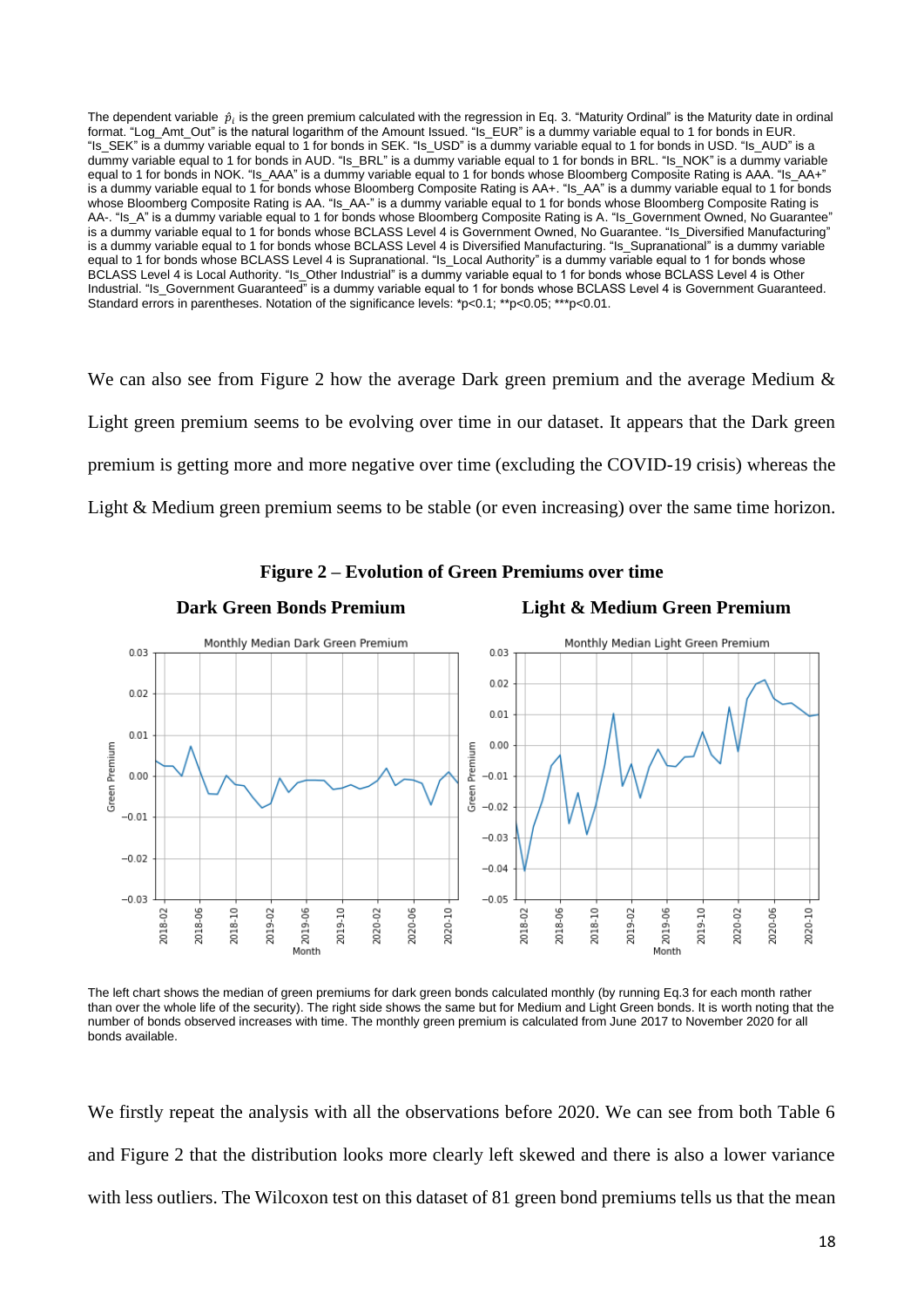The dependent variable $\hat{p}_i$ is the green premium calculated with the regression in Eq. 3. "Maturity Ordinal" is the Maturity date in ordinal format. "Log_Amt_Out" is the natural logarithm of the Amount Issued. "Is_EUR" is a dummy variable equal to 1 for bonds in EUR. "Is_SEK" is a dummy variable equal to 1 for bonds in SEK. "Is_USD" is a dummy variable equal to 1 for bonds in USD. "Is_AUD" is a dummy variable equal to 1 for bonds in AUD. "Is_BRL" is a dummy variable equal to 1 for bonds in BRL. "Is_NOK" is a dummy variable equal to 1 for bonds in NOK. "Is_AAA" is a dummy variable equal to 1 for bonds whose Bloomberg Composite Rating is AAA. "Is_AA+" is a dummy variable equal to 1 for bonds whose Bloomberg Composite Rating is AA+. "Is_AA" is a dummy variable equal to 1 for bonds whose Bloomberg Composite Rating is AA. "Is_AA-" is a dummy variable equal to 1 for bonds whose Bloomberg Composite Rating is AA-. "Is_A" is a dummy variable equal to 1 for bonds whose Bloomberg Composite Rating is A. "Is_Government Owned, No Guarantee" is a dummy variable equal to 1 for bonds whose BCLASS Level 4 is Government Owned, No Guarantee. "Is_Diversified Manufacturing" is a dummy variable equal to 1 for bonds whose BCLASS Level 4 is Diversified Manufacturing. "Is_Supranational" is a dummy variable equal to 1 for bonds whose BCLASS Level 4 is Supranational. "Is_Local Authority" is a dummy variable equal to 1 for bonds whose BCLASS Level 4 is Local Authority. "Is_Other Industrial" is a dummy variable equal to 1 for bonds whose BCLASS Level 4 is Other Industrial. "Is_Government Guaranteed" is a dummy variable equal to 1 for bonds whose BCLASS Level 4 is Government Guaranteed. Standard errors in parentheses. Notation of the significance levels: *p<0.1; **p<0.05; ***p<0.01.

We can also see from Figure 2 how the average Dark green premium and the average Medium & Light green premium seems to be evolving over time in our dataset. It appears that the Dark green premium is getting more and more negative over time (excluding the COVID-19 crisis) whereas the Light & Medium green premium seems to be stable (or even increasing) over the same time horizon.

**Figure 2 – Evolution of Green Premiums over time**

**Dark Green Bonds Premium** | **Light & Medium Green Premium**

The left chart shows the median of green premiums for dark green bonds calculated monthly (by running Eq.3 for each month rather than over the whole life of the security). The right side shows the same but for Medium and Light Green bonds. It is worth noting that the number of bonds observed increases with time. The monthly green premium is calculated from June 2017 to November 2020 for all bonds available.

We firstly repeat the analysis with all the observations before 2020. We can see from both Table 6 and Figure 2 that the distribution looks more clearly left skewed and there is also a lower variance with less outliers. The Wilcoxon test on this dataset of 81 green bond premiums tells us that the mean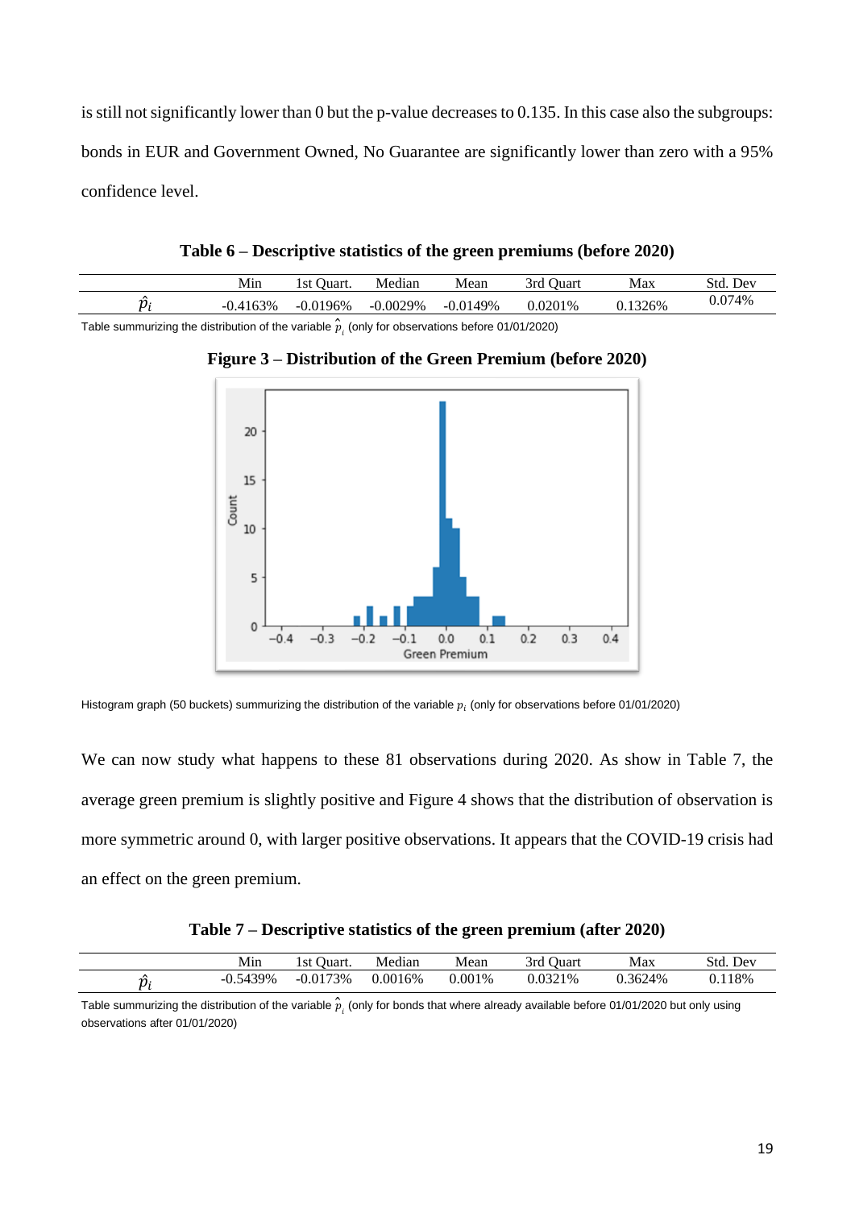is still not significantly lower than 0 but the p-value decreases to 0.135. In this case also the subgroups: bonds in EUR and Government Owned, No Guarantee are significantly lower than zero with a 95% confidence level.

**Table 6 – Descriptive statistics of the green premiums (before 2020)**

| | Min | 1st Quart. | Median | Mean | 3rd Quart | Max | Std. Dev |
|---|---|---|---|---|---|---|---|
| $\hat{p}_i$ | -0.4163% | -0.0196% | -0.0029% | -0.0149% | 0.0201% | 0.1326% | 0.074% |

Table summurizing the distribution of the variable $\hat{p}_i$ (only for observations before 01/01/2020)

**Figure 3 – Distribution of the Green Premium (before 2020)**

Histogram graph (50 buckets) summurizing the distribution of the variable $p_i$ (only for observations before 01/01/2020)

We can now study what happens to these 81 observations during 2020. As show in Table 7, the average green premium is slightly positive and Figure 4 shows that the distribution of observation is more symmetric around 0, with larger positive observations. It appears that the COVID-19 crisis had an effect on the green premium.

**Table 7 – Descriptive statistics of the green premium (after 2020)**

| | Min | 1st Quart. | Median | Mean | 3rd Quart | Max | Std. Dev |
|---|---|---|---|---|---|---|---|
| $\hat{p}_i$ | -0.5439% | -0.0173% | 0.0016% | 0.001% | 0.0321% | 0.3624% | 0.118% |

Table summurizing the distribution of the variable $\hat{p}_i$ (only for bonds that where already available before 01/01/2020 but only using observations after 01/01/2020)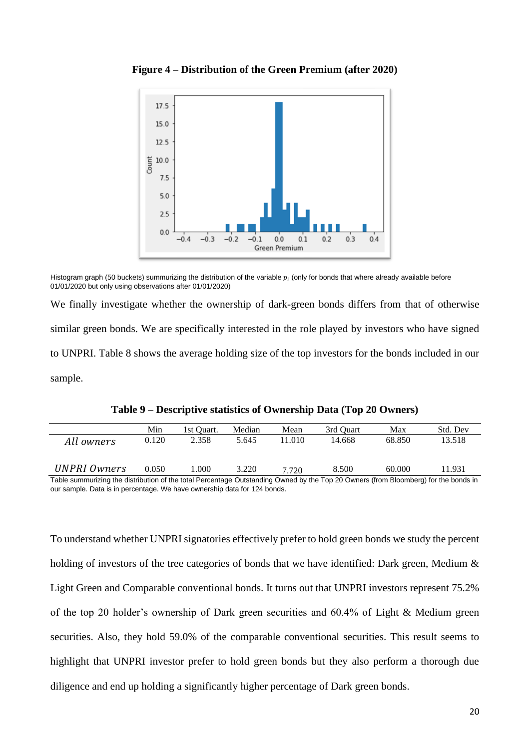**Figure 4 – Distribution of the Green Premium (after 2020)**

Histogram graph (50 buckets) summurizing the distribution of the variable $p_i$ (only for bonds that where already available before 01/01/2020 but only using observations after 01/01/2020)

We finally investigate whether the ownership of dark-green bonds differs from that of otherwise similar green bonds. We are specifically interested in the role played by investors who have signed to UNPRI. Table 8 shows the average holding size of the top investors for the bonds included in our sample.

**Table 9 – Descriptive statistics of Ownership Data (Top 20 Owners)**

| | Min | 1st Quart. | Median | Mean | 3rd Quart | Max | Std. Dev |
|---|---|---|---|---|---|---|---|
| *All owners* | 0.120 | 2.358 | 5.645 | 11.010 | 14.668 | 68.850 | 13.518 |
| *UNPRI Owners* | 0.050 | 1.000 | 3.220 | 7.720 | 8.500 | 60.000 | 11.931 |

Table summurizing the distribution of the total Percentage Outstanding Owned by the Top 20 Owners (from Bloomberg) for the bonds in our sample. Data is in percentage. We have ownership data for 124 bonds.

To understand whether UNPRI signatories effectively prefer to hold green bonds we study the percent holding of investors of the tree categories of bonds that we have identified: Dark green, Medium & Light Green and Comparable conventional bonds. It turns out that UNPRI investors represent 75.2% of the top 20 holder's ownership of Dark green securities and 60.4% of Light & Medium green securities. Also, they hold 59.0% of the comparable conventional securities. This result seems to highlight that UNPRI investor prefer to hold green bonds but they also perform a thorough due diligence and end up holding a significantly higher percentage of Dark green bonds.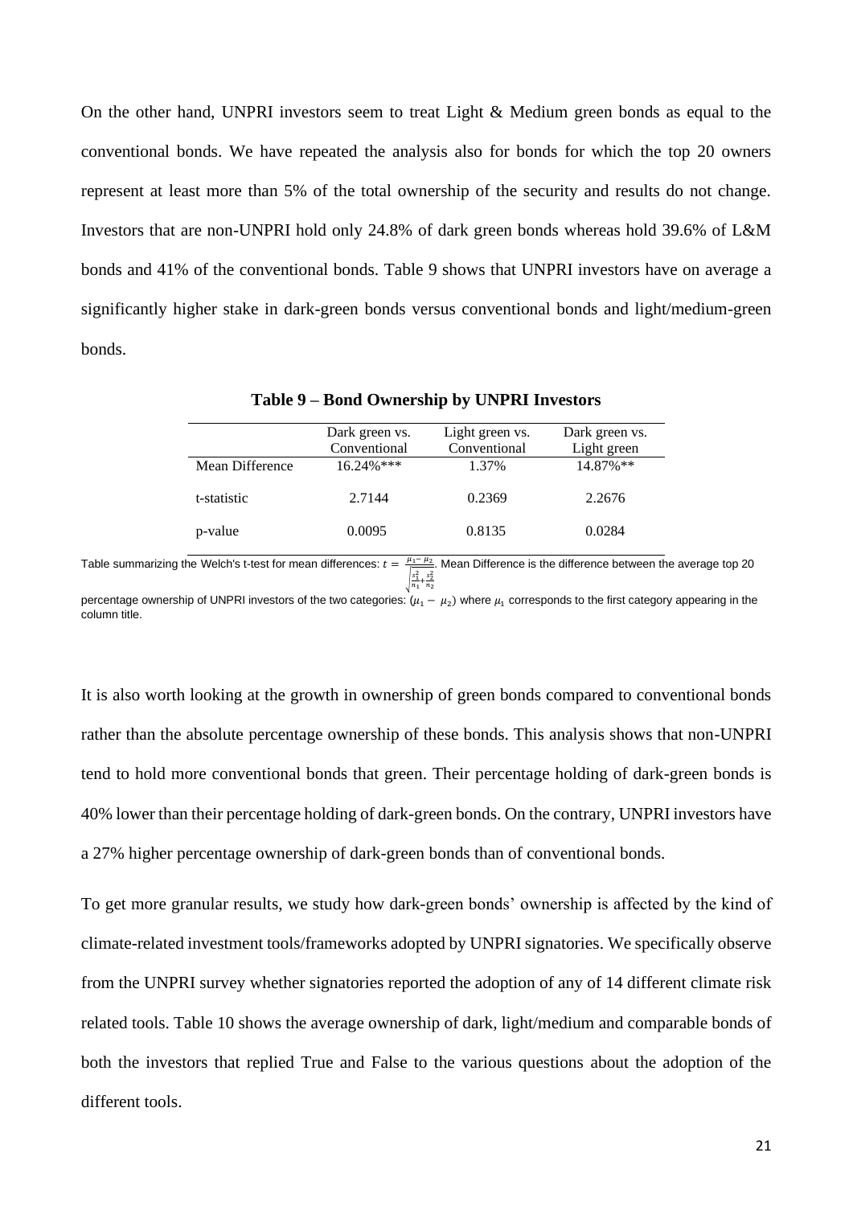On the other hand, UNPRI investors seem to treat Light & Medium green bonds as equal to the conventional bonds. We have repeated the analysis also for bonds for which the top 20 owners represent at least more than 5% of the total ownership of the security and results do not change. Investors that are non-UNPRI hold only 24.8% of dark green bonds whereas hold 39.6% of L&M bonds and 41% of the conventional bonds. Table 9 shows that UNPRI investors have on average a significantly higher stake in dark-green bonds versus conventional bonds and light/medium-green bonds.

**Table 9 – Bond Ownership by UNPRI Investors**

| | Dark green vs. Conventional | Light green vs. Conventional | Dark green vs. Light green |
|---|---|---|---|
| Mean Difference | 16.24%*** | 1.37% | 14.87%** |
| t-statistic | 2.7144 | 0.2369 | 2.2676 |
| p-value | 0.0095 | 0.8135 | 0.0284 |

Table summarizing the Welch's t-test for mean differences: $t = \frac{\mu_1 - \mu_2}{\sqrt{\frac{s_1^2}{n_1} + \frac{s_2^2}{n_2}}}$. Mean Difference is the difference between the average top 20 percentage ownership of UNPRI investors of the two categories: $(\mu_1 - \mu_2)$ where $\mu_1$ corresponds to the first category appearing in the column title.

It is also worth looking at the growth in ownership of green bonds compared to conventional bonds rather than the absolute percentage ownership of these bonds. This analysis shows that non-UNPRI tend to hold more conventional bonds that green. Their percentage holding of dark-green bonds is 40% lower than their percentage holding of dark-green bonds. On the contrary, UNPRI investors have a 27% higher percentage ownership of dark-green bonds than of conventional bonds.

To get more granular results, we study how dark-green bonds' ownership is affected by the kind of climate-related investment tools/frameworks adopted by UNPRI signatories. We specifically observe from the UNPRI survey whether signatories reported the adoption of any of 14 different climate risk related tools. Table 10 shows the average ownership of dark, light/medium and comparable bonds of both the investors that replied True and False to the various questions about the adoption of the different tools.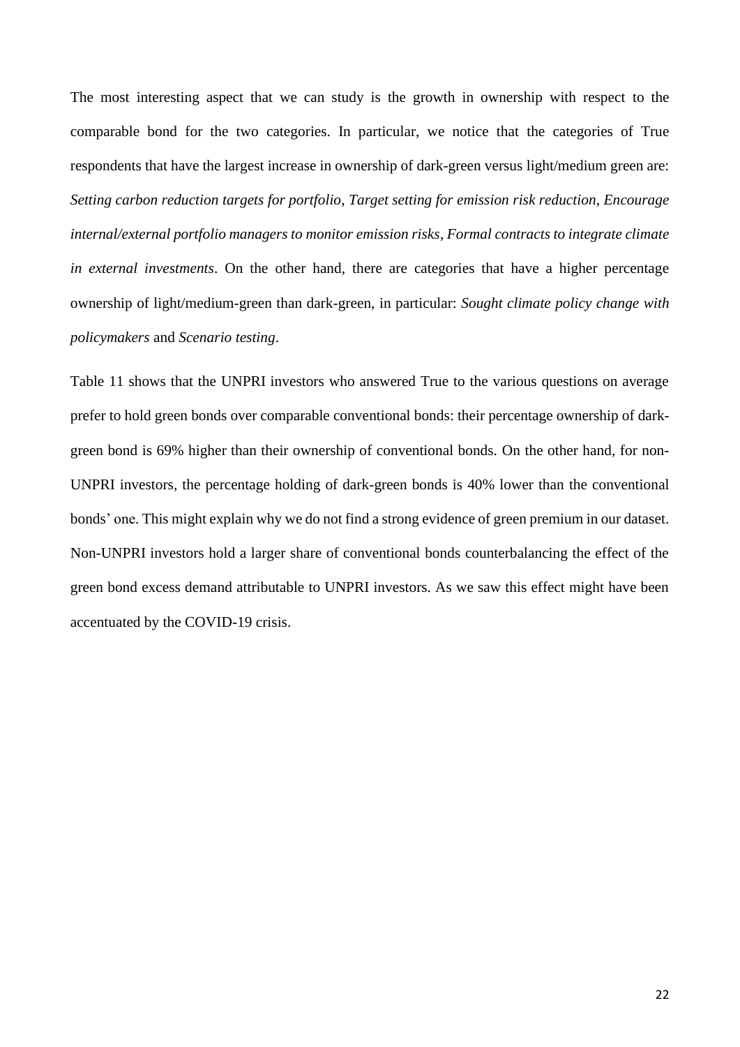The most interesting aspect that we can study is the growth in ownership with respect to the comparable bond for the two categories. In particular, we notice that the categories of True respondents that have the largest increase in ownership of dark-green versus light/medium green are: *Setting carbon reduction targets for portfolio*, *Target setting for emission risk reduction*, *Encourage internal/external portfolio managers to monitor emission risks*, *Formal contracts to integrate climate in external investments*. On the other hand, there are categories that have a higher percentage ownership of light/medium-green than dark-green, in particular: *Sought climate policy change with policymakers* and *Scenario testing*.

Table 11 shows that the UNPRI investors who answered True to the various questions on average prefer to hold green bonds over comparable conventional bonds: their percentage ownership of dark-green bond is 69% higher than their ownership of conventional bonds. On the other hand, for non-UNPRI investors, the percentage holding of dark-green bonds is 40% lower than the conventional bonds' one. This might explain why we do not find a strong evidence of green premium in our dataset. Non-UNPRI investors hold a larger share of conventional bonds counterbalancing the effect of the green bond excess demand attributable to UNPRI investors. As we saw this effect might have been accentuated by the COVID-19 crisis.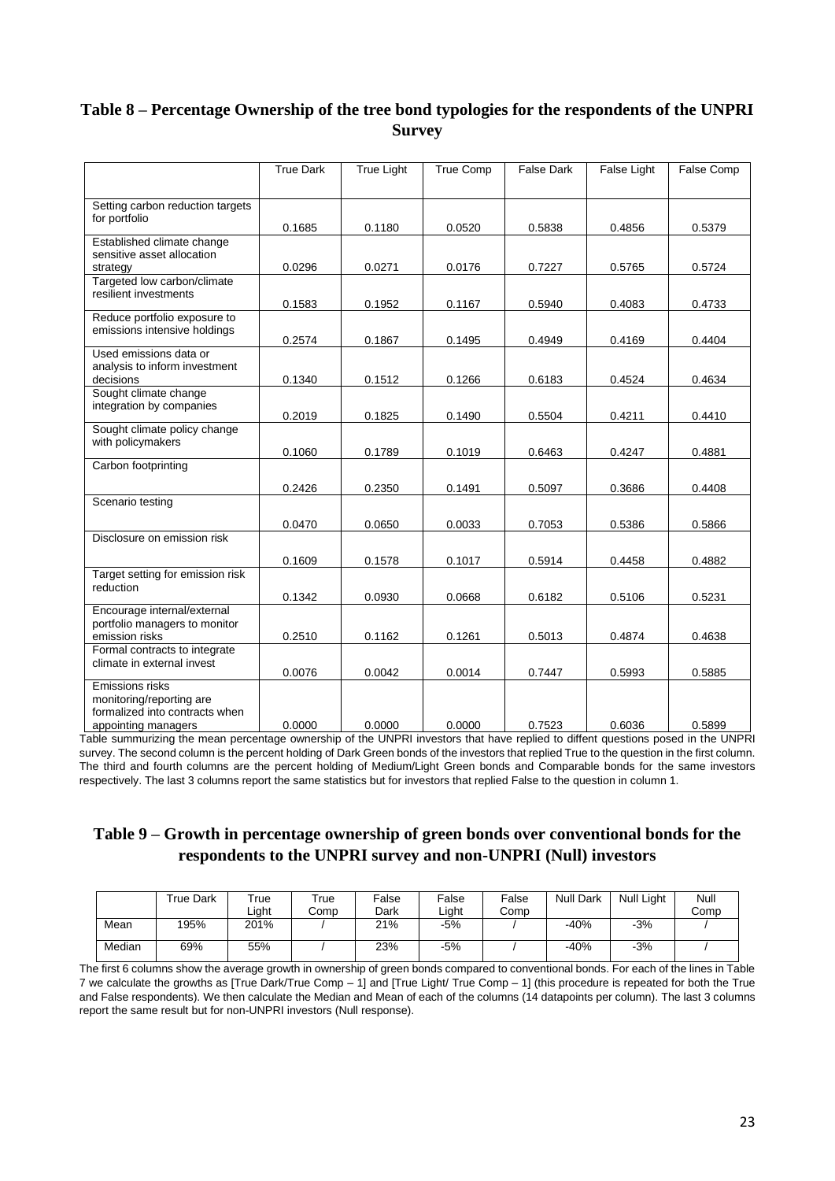## Table 8 – Percentage Ownership of the tree bond typologies for the respondents of the UNPRI Survey

| | True Dark | True Light | True Comp | False Dark | False Light | False Comp |
|---|---|---|---|---|---|---|
| Setting carbon reduction targets for portfolio | 0.1685 | 0.1180 | 0.0520 | 0.5838 | 0.4856 | 0.5379 |
| Established climate change sensitive asset allocation strategy | 0.0296 | 0.0271 | 0.0176 | 0.7227 | 0.5765 | 0.5724 |
| Targeted low carbon/climate resilient investments | 0.1583 | 0.1952 | 0.1167 | 0.5940 | 0.4083 | 0.4733 |
| Reduce portfolio exposure to emissions intensive holdings | 0.2574 | 0.1867 | 0.1495 | 0.4949 | 0.4169 | 0.4404 |
| Used emissions data or analysis to inform investment decisions | 0.1340 | 0.1512 | 0.1266 | 0.6183 | 0.4524 | 0.4634 |
| Sought climate change integration by companies | 0.2019 | 0.1825 | 0.1490 | 0.5504 | 0.4211 | 0.4410 |
| Sought climate policy change with policymakers | 0.1060 | 0.1789 | 0.1019 | 0.6463 | 0.4247 | 0.4881 |
| Carbon footprinting | 0.2426 | 0.2350 | 0.1491 | 0.5097 | 0.3686 | 0.4408 |
| Scenario testing | 0.0470 | 0.0650 | 0.0033 | 0.7053 | 0.5386 | 0.5866 |
| Disclosure on emission risk | 0.1609 | 0.1578 | 0.1017 | 0.5914 | 0.4458 | 0.4882 |
| Target setting for emission risk reduction | 0.1342 | 0.0930 | 0.0668 | 0.6182 | 0.5106 | 0.5231 |
| Encourage internal/external portfolio managers to monitor emission risks | 0.2510 | 0.1162 | 0.1261 | 0.5013 | 0.4874 | 0.4638 |
| Formal contracts to integrate climate in external invest | 0.0076 | 0.0042 | 0.0014 | 0.7447 | 0.5993 | 0.5885 |
| Emissions risks monitoring/reporting are formalized into contracts when appointing managers | 0.0000 | 0.0000 | 0.0000 | 0.7523 | 0.6036 | 0.5899 |

Table summurizing the mean percentage ownership of the UNPRI investors that have replied to diffent questions posed in the UNPRI survey. The second column is the percent holding of Dark Green bonds of the investors that replied True to the question in the first column. The third and fourth columns are the percent holding of Medium/Light Green bonds and Comparable bonds for the same investors respectively. The last 3 columns report the same statistics but for investors that replied False to the question in column 1.

## Table 9 – Growth in percentage ownership of green bonds over conventional bonds for the respondents to the UNPRI survey and non-UNPRI (Null) investors

| | True Dark | True Light | True Comp | False Dark | False Light | False Comp | Null Dark | Null Light | Null Comp |
|---|---|---|---|---|---|---|---|---|---|
| Mean | 195% | 201% | / | 21% | -5% | / | -40% | -3% | / |
| Median | 69% | 55% | / | 23% | -5% | / | -40% | -3% | / |

The first 6 columns show the average growth in ownership of green bonds compared to conventional bonds. For each of the lines in Table 7 we calculate the growths as [True Dark/True Comp – 1] and [True Light/ True Comp – 1] (this procedure is repeated for both the True and False respondents). We then calculate the Median and Mean of each of the columns (14 datapoints per column). The last 3 columns report the same result but for non-UNPRI investors (Null response).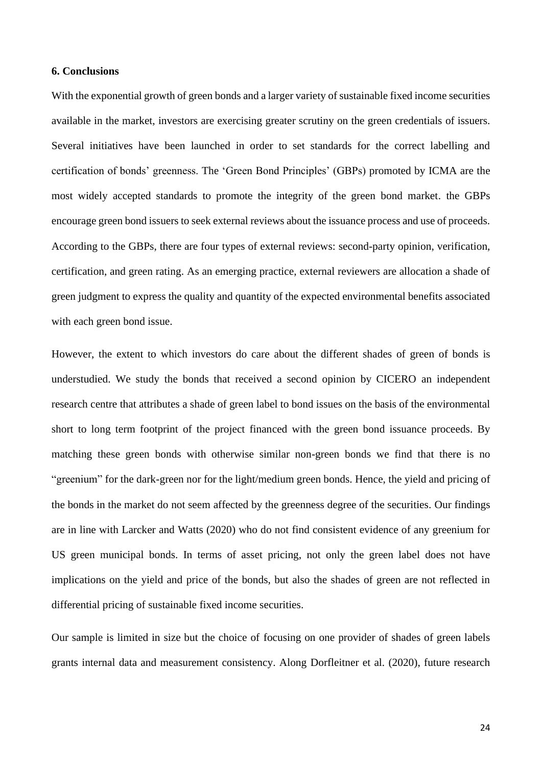### 6. Conclusions

With the exponential growth of green bonds and a larger variety of sustainable fixed income securities available in the market, investors are exercising greater scrutiny on the green credentials of issuers. Several initiatives have been launched in order to set standards for the correct labelling and certification of bonds' greenness. The 'Green Bond Principles' (GBPs) promoted by ICMA are the most widely accepted standards to promote the integrity of the green bond market. the GBPs encourage green bond issuers to seek external reviews about the issuance process and use of proceeds. According to the GBPs, there are four types of external reviews: second-party opinion, verification, certification, and green rating. As an emerging practice, external reviewers are allocation a shade of green judgment to express the quality and quantity of the expected environmental benefits associated with each green bond issue.

However, the extent to which investors do care about the different shades of green of bonds is understudied. We study the bonds that received a second opinion by CICERO an independent research centre that attributes a shade of green label to bond issues on the basis of the environmental short to long term footprint of the project financed with the green bond issuance proceeds. By matching these green bonds with otherwise similar non-green bonds we find that there is no "greenium" for the dark-green nor for the light/medium green bonds. Hence, the yield and pricing of the bonds in the market do not seem affected by the greenness degree of the securities. Our findings are in line with Larcker and Watts (2020) who do not find consistent evidence of any greenium for US green municipal bonds. In terms of asset pricing, not only the green label does not have implications on the yield and price of the bonds, but also the shades of green are not reflected in differential pricing of sustainable fixed income securities.

Our sample is limited in size but the choice of focusing on one provider of shades of green labels grants internal data and measurement consistency. Along Dorfleitner et al. (2020), future research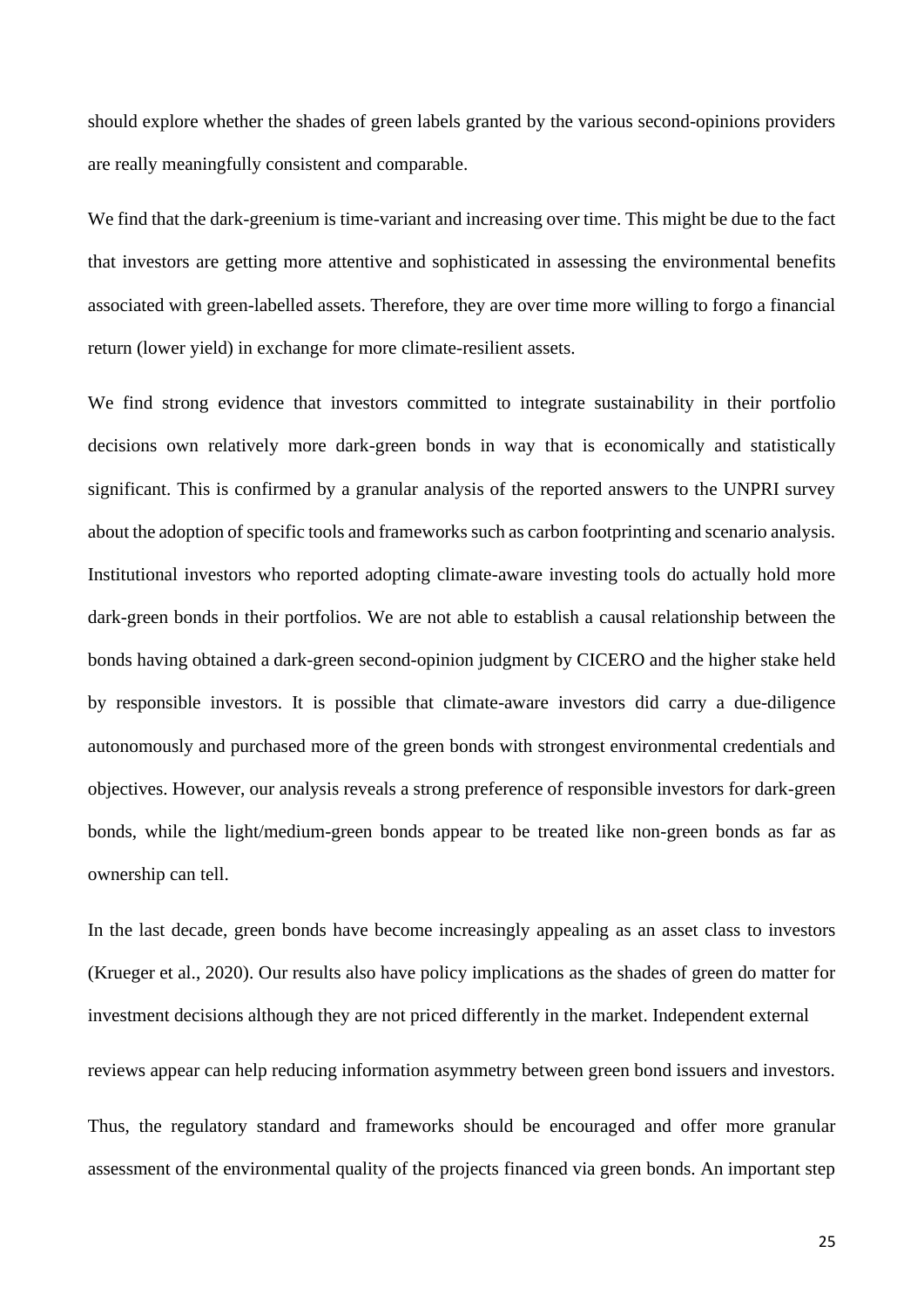should explore whether the shades of green labels granted by the various second-opinions providers are really meaningfully consistent and comparable.

We find that the dark-greenium is time-variant and increasing over time. This might be due to the fact that investors are getting more attentive and sophisticated in assessing the environmental benefits associated with green-labelled assets. Therefore, they are over time more willing to forgo a financial return (lower yield) in exchange for more climate-resilient assets.

We find strong evidence that investors committed to integrate sustainability in their portfolio decisions own relatively more dark-green bonds in way that is economically and statistically significant. This is confirmed by a granular analysis of the reported answers to the UNPRI survey about the adoption of specific tools and frameworks such as carbon footprinting and scenario analysis. Institutional investors who reported adopting climate-aware investing tools do actually hold more dark-green bonds in their portfolios. We are not able to establish a causal relationship between the bonds having obtained a dark-green second-opinion judgment by CICERO and the higher stake held by responsible investors. It is possible that climate-aware investors did carry a due-diligence autonomously and purchased more of the green bonds with strongest environmental credentials and objectives. However, our analysis reveals a strong preference of responsible investors for dark-green bonds, while the light/medium-green bonds appear to be treated like non-green bonds as far as ownership can tell.

In the last decade, green bonds have become increasingly appealing as an asset class to investors (Krueger et al., 2020). Our results also have policy implications as the shades of green do matter for investment decisions although they are not priced differently in the market. Independent external reviews appear can help reducing information asymmetry between green bond issuers and investors.

Thus, the regulatory standard and frameworks should be encouraged and offer more granular assessment of the environmental quality of the projects financed via green bonds. An important step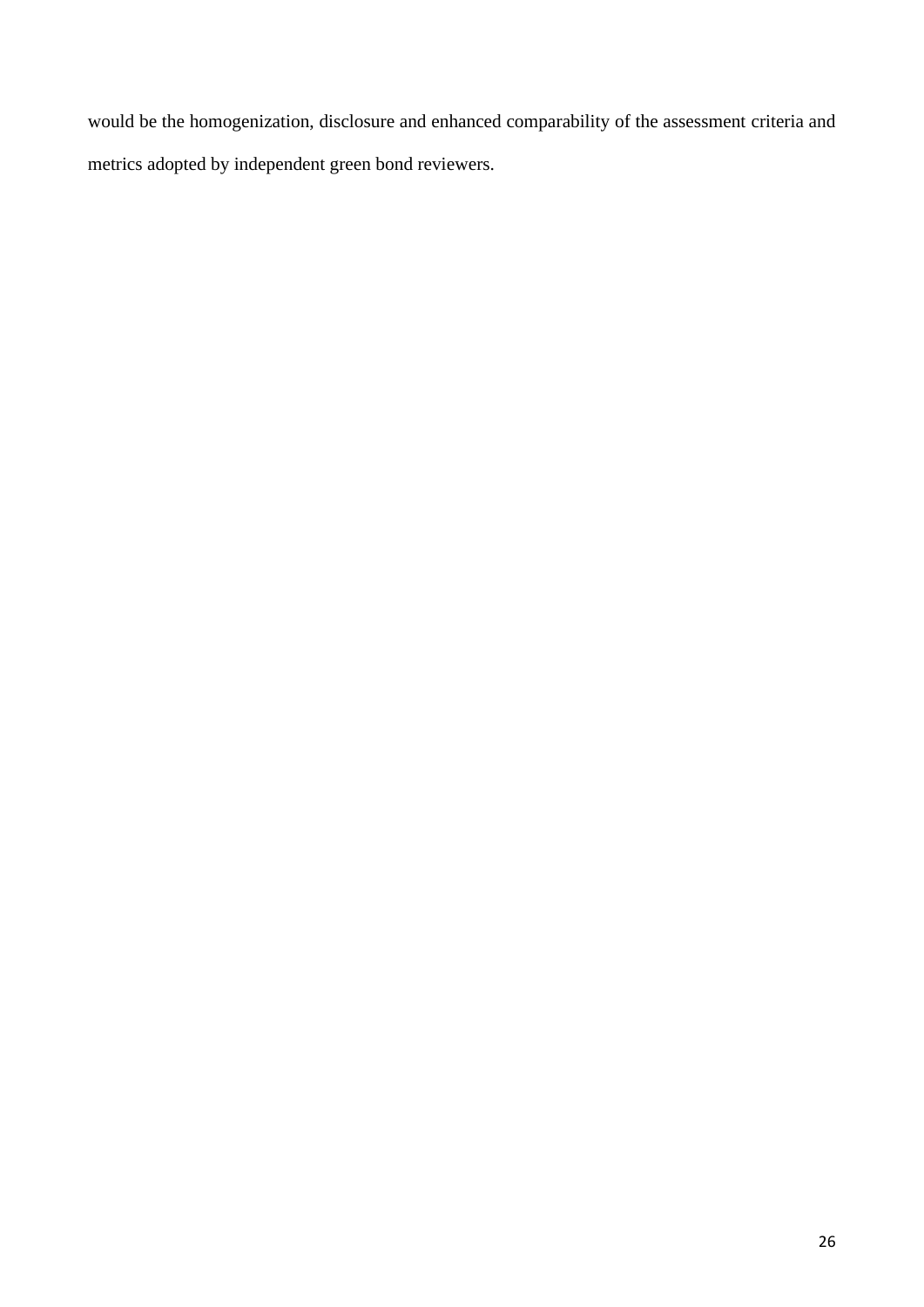would be the homogenization, disclosure and enhanced comparability of the assessment criteria and metrics adopted by independent green bond reviewers.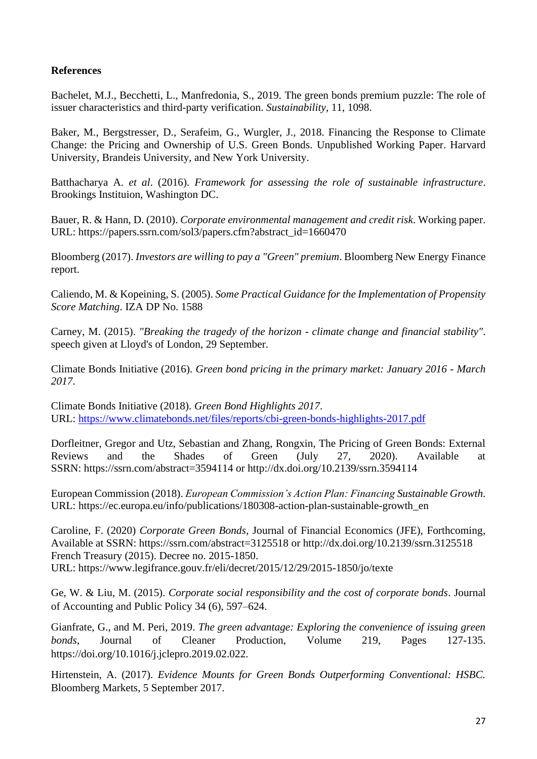**References**

Bachelet, M.J., Becchetti, L., Manfredonia, S., 2019. The green bonds premium puzzle: The role of issuer characteristics and third-party verification. *Sustainability*, 11, 1098.

Baker, M., Bergstresser, D., Serafeim, G., Wurgler, J., 2018. Financing the Response to Climate Change: the Pricing and Ownership of U.S. Green Bonds. Unpublished Working Paper. Harvard University, Brandeis University, and New York University.

Batthacharya A. *et al*. (2016). *Framework for assessing the role of sustainable infrastructure*. Brookings Instituion, Washington DC.

Bauer, R. & Hann, D. (2010). *Corporate environmental management and credit risk*. Working paper. URL: https://papers.ssrn.com/sol3/papers.cfm?abstract_id=1660470

Bloomberg (2017). *Investors are willing to pay a "Green" premium*. Bloomberg New Energy Finance report.

Caliendo, M. & Kopeining, S. (2005). *Some Practical Guidance for the Implementation of Propensity Score Matching*. IZA DP No. 1588

Carney, M. (2015). *"Breaking the tragedy of the horizon - climate change and financial stability"*. speech given at Lloyd's of London, 29 September.

Climate Bonds Initiative (2016). *Green bond pricing in the primary market: January 2016 - March 2017*.

Climate Bonds Initiative (2018). *Green Bond Highlights 2017*.
URL: https://www.climatebonds.net/files/reports/cbi-green-bonds-highlights-2017.pdf

Dorfleitner, Gregor and Utz, Sebastian and Zhang, Rongxin, The Pricing of Green Bonds: External Reviews and the Shades of Green (July 27, 2020). Available at SSRN: https://ssrn.com/abstract=3594114 or http://dx.doi.org/10.2139/ssrn.3594114

European Commission (2018). *European Commission's Action Plan: Financing Sustainable Growth.* URL: https://ec.europa.eu/info/publications/180308-action-plan-sustainable-growth_en

Caroline, F. (2020) *Corporate Green Bonds*, Journal of Financial Economics (JFE), Forthcoming, Available at SSRN: https://ssrn.com/abstract=3125518 or http://dx.doi.org/10.2139/ssrn.3125518
French Treasury (2015). Decree no. 2015-1850.
URL: https://www.legifrance.gouv.fr/eli/decret/2015/12/29/2015-1850/jo/texte

Ge, W. & Liu, M. (2015). *Corporate social responsibility and the cost of corporate bonds*. Journal of Accounting and Public Policy 34 (6), 597–624.

Gianfrate, G., and M. Peri, 2019. *The green advantage: Exploring the convenience of issuing green bonds*, Journal of Cleaner Production, Volume 219, Pages 127-135. https://doi.org/10.1016/j.jclepro.2019.02.022.

Hirtenstein, A. (2017). *Evidence Mounts for Green Bonds Outperforming Conventional: HSBC.* Bloomberg Markets, 5 September 2017.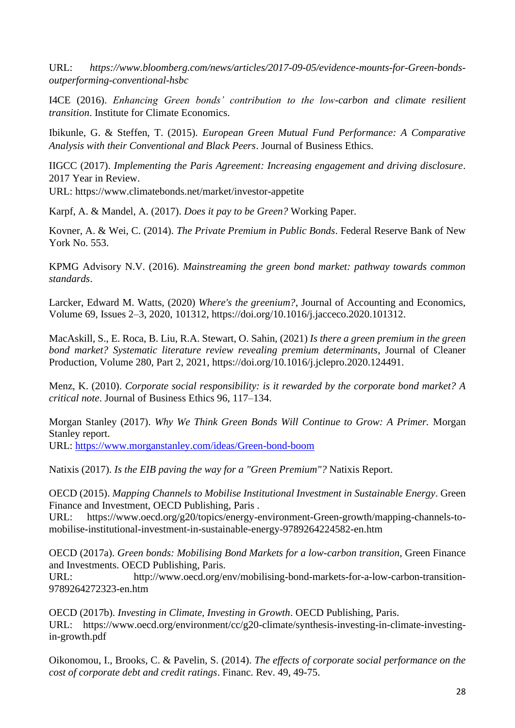URL: *https://www.bloomberg.com/news/articles/2017-09-05/evidence-mounts-for-Green-bonds-outperforming-conventional-hsbc*

I4CE (2016). *Enhancing Green bonds' contribution to the low-carbon and climate resilient transition*. Institute for Climate Economics.

Ibikunle, G. & Steffen, T. (2015). *European Green Mutual Fund Performance: A Comparative Analysis with their Conventional and Black Peers*. Journal of Business Ethics.

IIGCC (2017). *Implementing the Paris Agreement: Increasing engagement and driving disclosure*. 2017 Year in Review.
URL: https://www.climatebonds.net/market/investor-appetite

Karpf, A. & Mandel, A. (2017). *Does it pay to be Green?* Working Paper.

Kovner, A. & Wei, C. (2014). *The Private Premium in Public Bonds*. Federal Reserve Bank of New York No. 553.

KPMG Advisory N.V. (2016). *Mainstreaming the green bond market: pathway towards common standards*.

Larcker, Edward M. Watts, (2020) *Where's the greenium?*, Journal of Accounting and Economics, Volume 69, Issues 2–3, 2020, 101312, https://doi.org/10.1016/j.jacceco.2020.101312.

MacAskill, S., E. Roca, B. Liu, R.A. Stewart, O. Sahin, (2021) *Is there a green premium in the green bond market? Systematic literature review revealing premium determinants*, Journal of Cleaner Production, Volume 280, Part 2, 2021, https://doi.org/10.1016/j.jclepro.2020.124491.

Menz, K. (2010). *Corporate social responsibility: is it rewarded by the corporate bond market? A critical note*. Journal of Business Ethics 96, 117–134.

Morgan Stanley (2017). *Why We Think Green Bonds Will Continue to Grow: A Primer.* Morgan Stanley report.
URL: https://www.morganstanley.com/ideas/Green-bond-boom

Natixis (2017). *Is the EIB paving the way for a "Green Premium"?* Natixis Report.

OECD (2015). *Mapping Channels to Mobilise Institutional Investment in Sustainable Energy*. Green Finance and Investment, OECD Publishing, Paris .
URL: https://www.oecd.org/g20/topics/energy-environment-Green-growth/mapping-channels-to-mobilise-institutional-investment-in-sustainable-energy-9789264224582-en.htm

OECD (2017a). *Green bonds: Mobilising Bond Markets for a low-carbon transition,* Green Finance and Investments. OECD Publishing, Paris.
URL: http://www.oecd.org/env/mobilising-bond-markets-for-a-low-carbon-transition-9789264272323-en.htm

OECD (2017b). *Investing in Climate, Investing in Growth*. OECD Publishing, Paris.
URL: https://www.oecd.org/environment/cc/g20-climate/synthesis-investing-in-climate-investing-in-growth.pdf

Oikonomou, I., Brooks, C. & Pavelin, S. (2014). *The effects of corporate social performance on the cost of corporate debt and credit ratings*. Financ. Rev. 49, 49-75.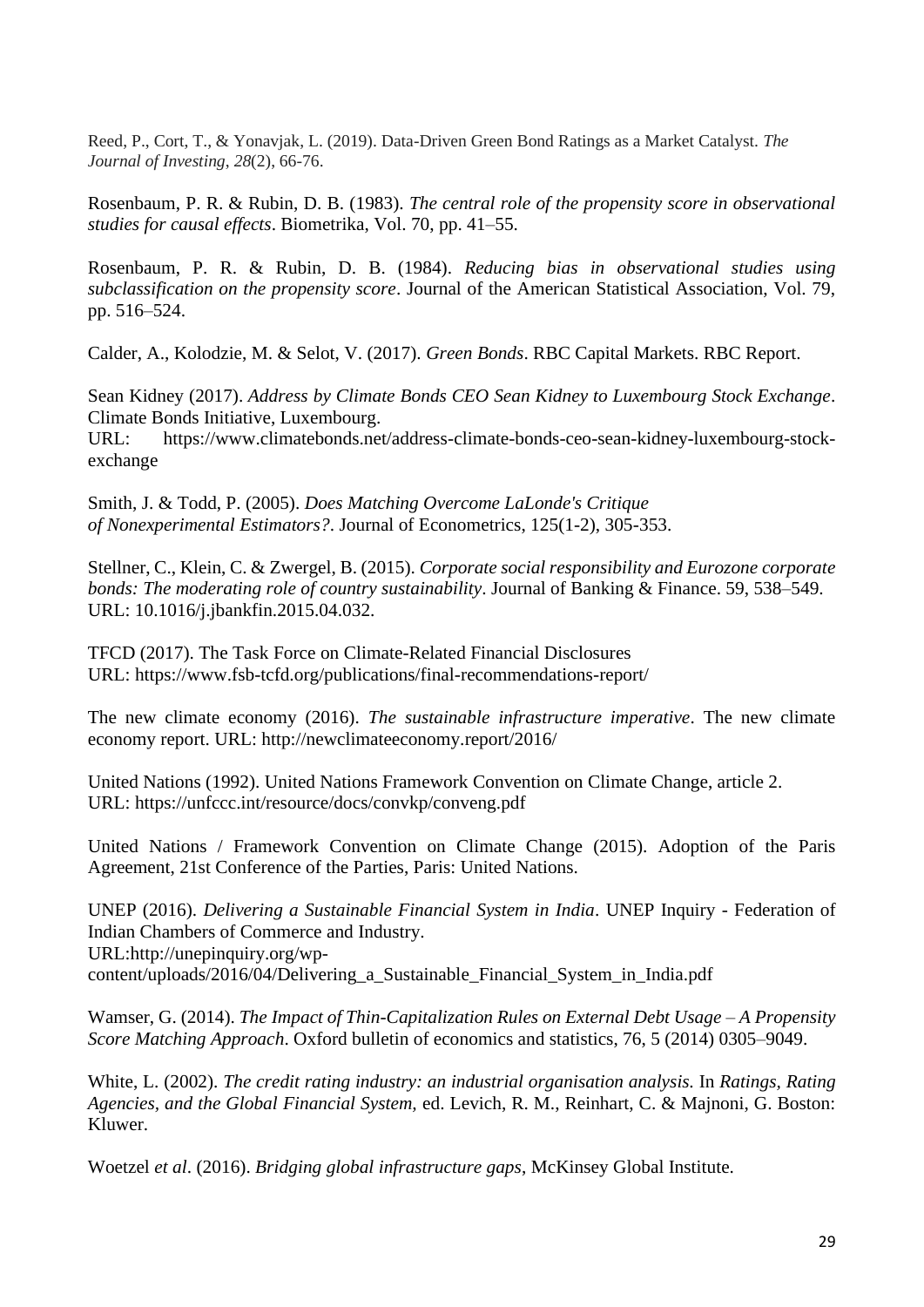Reed, P., Cort, T., & Yonavjak, L. (2019). Data-Driven Green Bond Ratings as a Market Catalyst. *The Journal of Investing*, *28*(2), 66-76.

Rosenbaum, P. R. & Rubin, D. B. (1983). *The central role of the propensity score in observational studies for causal effects*. Biometrika, Vol. 70, pp. 41–55.

Rosenbaum, P. R. & Rubin, D. B. (1984). *Reducing bias in observational studies using subclassification on the propensity score*. Journal of the American Statistical Association, Vol. 79, pp. 516–524.

Calder, A., Kolodzie, M. & Selot, V. (2017). *Green Bonds*. RBC Capital Markets. RBC Report.

Sean Kidney (2017). *Address by Climate Bonds CEO Sean Kidney to Luxembourg Stock Exchange*. Climate Bonds Initiative, Luxembourg.
URL: https://www.climatebonds.net/address-climate-bonds-ceo-sean-kidney-luxembourg-stock-exchange

Smith, J. & Todd, P. (2005). *Does Matching Overcome LaLonde's Critique of Nonexperimental Estimators?*. Journal of Econometrics, 125(1-2), 305-353.

Stellner, C., Klein, C. & Zwergel, B. (2015). *Corporate social responsibility and Eurozone corporate bonds: The moderating role of country sustainability*. Journal of Banking & Finance. 59, 538–549. URL: 10.1016/j.jbankfin.2015.04.032.

TFCD (2017). The Task Force on Climate-Related Financial Disclosures
URL: https://www.fsb-tcfd.org/publications/final-recommendations-report/

The new climate economy (2016). *The sustainable infrastructure imperative*. The new climate economy report. URL: http://newclimateeconomy.report/2016/

United Nations (1992). United Nations Framework Convention on Climate Change, article 2.
URL: https://unfccc.int/resource/docs/convkp/conveng.pdf

United Nations / Framework Convention on Climate Change (2015). Adoption of the Paris Agreement, 21st Conference of the Parties, Paris: United Nations.

UNEP (2016). *Delivering a Sustainable Financial System in India*. UNEP Inquiry - Federation of Indian Chambers of Commerce and Industry.
URL:http://unepinquiry.org/wp-content/uploads/2016/04/Delivering_a_Sustainable_Financial_System_in_India.pdf

Wamser, G. (2014). *The Impact of Thin-Capitalization Rules on External Debt Usage – A Propensity Score Matching Approach*. Oxford bulletin of economics and statistics, 76, 5 (2014) 0305–9049.

White, L. (2002). *The credit rating industry: an industrial organisation analysis.* In *Ratings, Rating Agencies, and the Global Financial System*, ed. Levich, R. M., Reinhart, C. & Majnoni, G. Boston: Kluwer.

Woetzel *et al*. (2016). *Bridging global infrastructure gaps*, McKinsey Global Institute.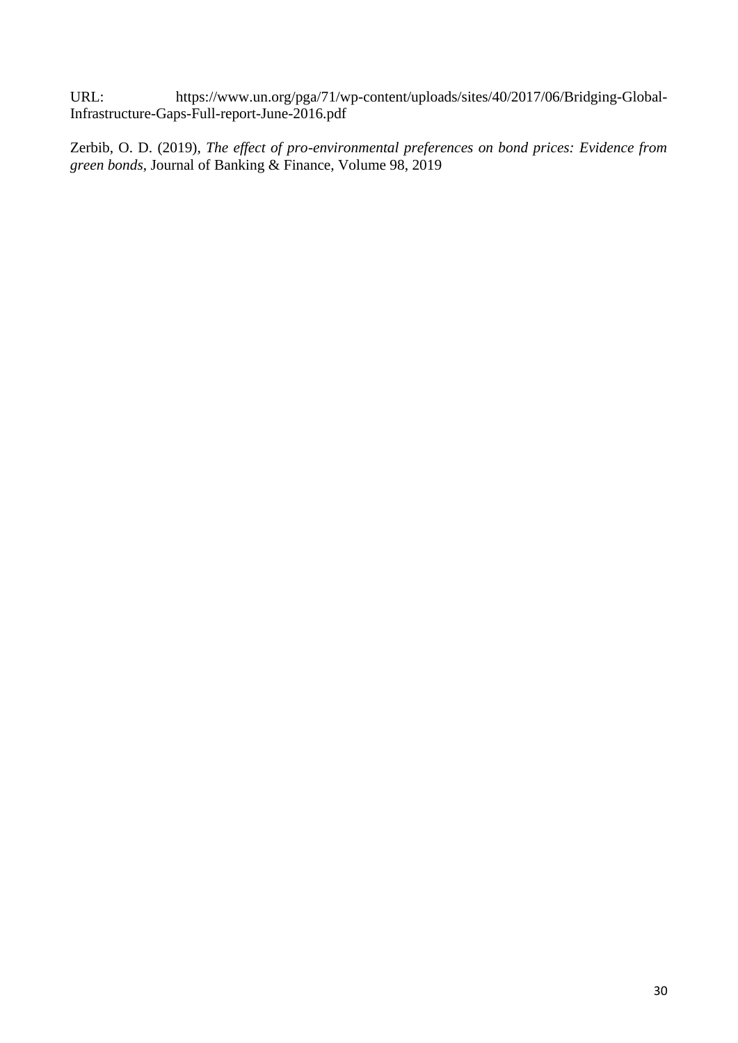URL: https://www.un.org/pga/71/wp-content/uploads/sites/40/2017/06/Bridging-Global-Infrastructure-Gaps-Full-report-June-2016.pdf

Zerbib, O. D. (2019), *The effect of pro-environmental preferences on bond prices: Evidence from green bonds*, Journal of Banking & Finance, Volume 98, 2019